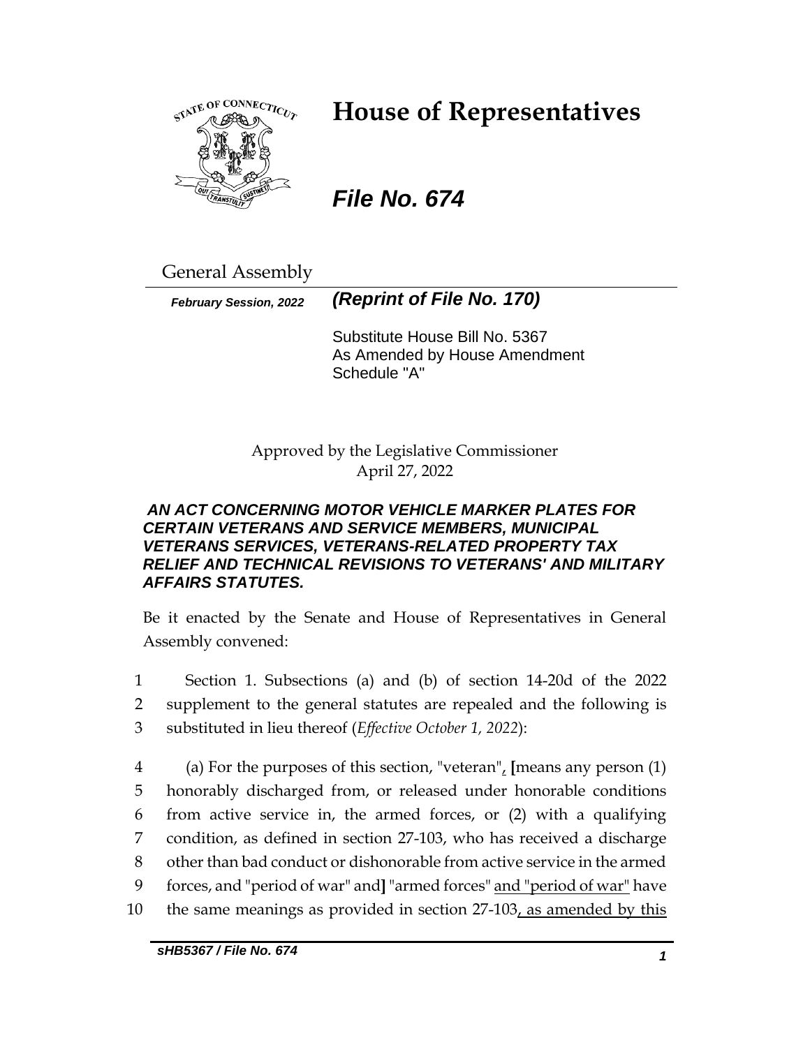# House of Representatives

***File No. 674***

General Assembly

***February Session, 2022*** ***(Reprint of File No. 170)***

Substitute House Bill No. 5367
As Amended by House Amendment Schedule "A"

Approved by the Legislative Commissioner
April 27, 2022

***AN ACT CONCERNING MOTOR VEHICLE MARKER PLATES FOR CERTAIN VETERANS AND SERVICE MEMBERS, MUNICIPAL VETERANS SERVICES, VETERANS-RELATED PROPERTY TAX RELIEF AND TECHNICAL REVISIONS TO VETERANS' AND MILITARY AFFAIRS STATUTES.***

Be it enacted by the Senate and House of Representatives in General Assembly convened:

1 Section 1. Subsections (a) and (b) of section 14-20d of the 2022
2 supplement to the general statutes are repealed and the following is
3 substituted in lieu thereof (*Effective October 1, 2022*):

4 (a) For the purposes of this section, "veteran", [means any person (1)
5 honorably discharged from, or released under honorable conditions
6 from active service in, the armed forces, or (2) with a qualifying
7 condition, as defined in section 27-103, who has received a discharge
8 other than bad conduct or dishonorable from active service in the armed
9 forces, and "period of war" and] "armed forces" and "period of war" have
10 the same meanings as provided in section 27-103, as amended by this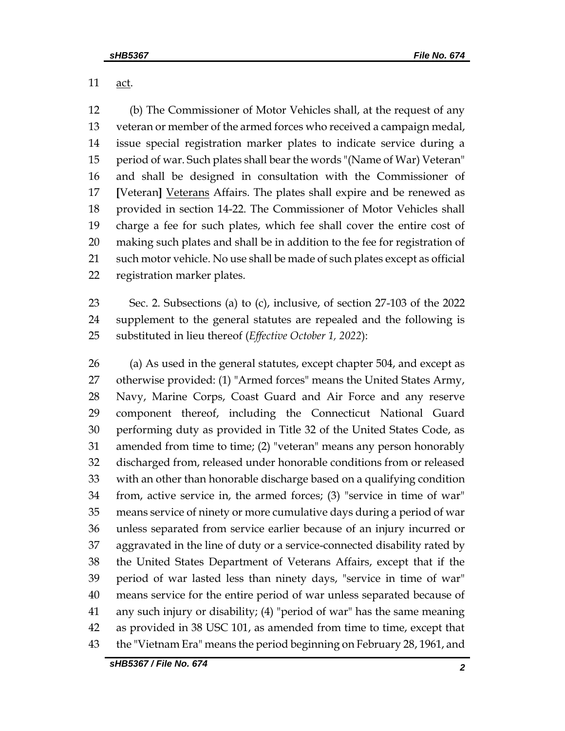act.

(b) The Commissioner of Motor Vehicles shall, at the request of any veteran or member of the armed forces who received a campaign medal, issue special registration marker plates to indicate service during a period of war. Such plates shall bear the words "(Name of War) Veteran" and shall be designed in consultation with the Commissioner of [Veteran] Veterans Affairs. The plates shall expire and be renewed as provided in section 14-22. The Commissioner of Motor Vehicles shall charge a fee for such plates, which fee shall cover the entire cost of making such plates and shall be in addition to the fee for registration of such motor vehicle. No use shall be made of such plates except as official registration marker plates.

Sec. 2. Subsections (a) to (c), inclusive, of section 27-103 of the 2022 supplement to the general statutes are repealed and the following is substituted in lieu thereof (*Effective October 1, 2022*):

(a) As used in the general statutes, except chapter 504, and except as otherwise provided: (1) "Armed forces" means the United States Army, Navy, Marine Corps, Coast Guard and Air Force and any reserve component thereof, including the Connecticut National Guard performing duty as provided in Title 32 of the United States Code, as amended from time to time; (2) "veteran" means any person honorably discharged from, released under honorable conditions from or released with an other than honorable discharge based on a qualifying condition from, active service in, the armed forces; (3) "service in time of war" means service of ninety or more cumulative days during a period of war unless separated from service earlier because of an injury incurred or aggravated in the line of duty or a service-connected disability rated by the United States Department of Veterans Affairs, except that if the period of war lasted less than ninety days, "service in time of war" means service for the entire period of war unless separated because of any such injury or disability; (4) "period of war" has the same meaning as provided in 38 USC 101, as amended from time to time, except that the "Vietnam Era" means the period beginning on February 28, 1961, and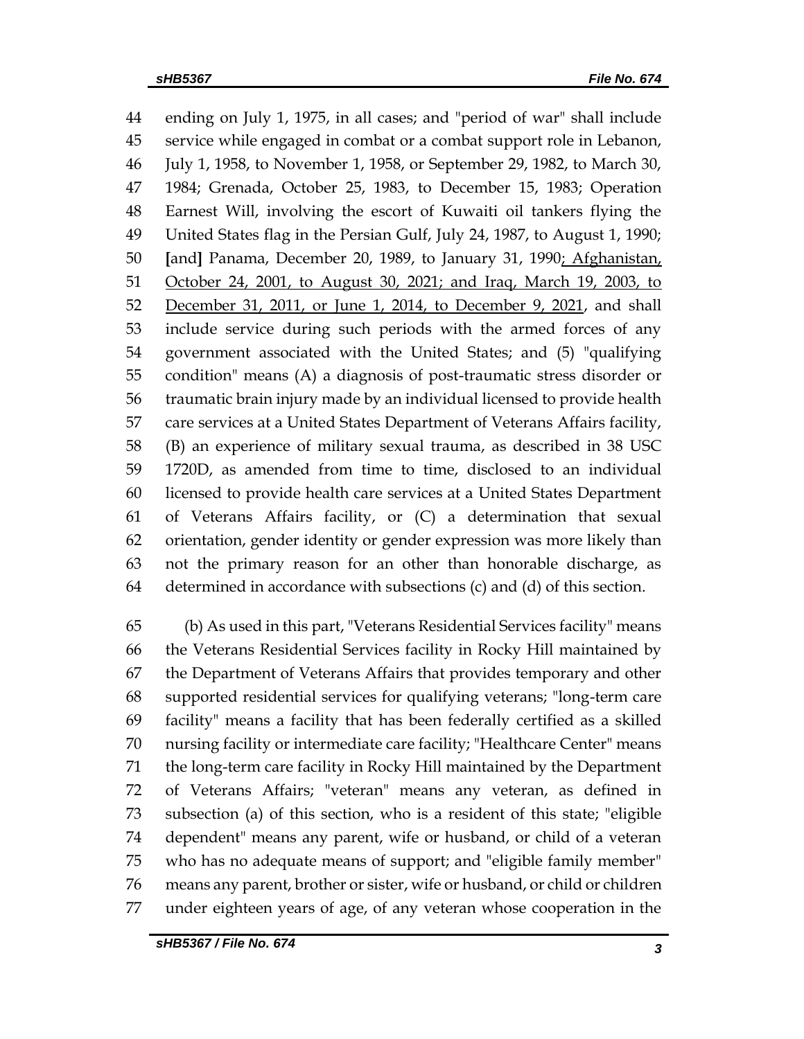44 ending on July 1, 1975, in all cases; and "period of war" shall include
45 service while engaged in combat or a combat support role in Lebanon,
46 July 1, 1958, to November 1, 1958, or September 29, 1982, to March 30,
47 1984; Grenada, October 25, 1983, to December 15, 1983; Operation
48 Earnest Will, involving the escort of Kuwaiti oil tankers flying the
49 United States flag in the Persian Gulf, July 24, 1987, to August 1, 1990;
50 [and] Panama, December 20, 1989, to January 31, 1990<u>; Afghanistan,</u>
51 <u>October 24, 2001, to August 30, 2021; and Iraq, March 19, 2003, to</u>
52 <u>December 31, 2011, or June 1, 2014, to December 9, 2021</u>, and shall
53 include service during such periods with the armed forces of any
54 government associated with the United States; and (5) "qualifying
55 condition" means (A) a diagnosis of post-traumatic stress disorder or
56 traumatic brain injury made by an individual licensed to provide health
57 care services at a United States Department of Veterans Affairs facility,
58 (B) an experience of military sexual trauma, as described in 38 USC
59 1720D, as amended from time to time, disclosed to an individual
60 licensed to provide health care services at a United States Department
61 of Veterans Affairs facility, or (C) a determination that sexual
62 orientation, gender identity or gender expression was more likely than
63 not the primary reason for an other than honorable discharge, as
64 determined in accordance with subsections (c) and (d) of this section.

65 (b) As used in this part, "Veterans Residential Services facility" means
66 the Veterans Residential Services facility in Rocky Hill maintained by
67 the Department of Veterans Affairs that provides temporary and other
68 supported residential services for qualifying veterans; "long-term care
69 facility" means a facility that has been federally certified as a skilled
70 nursing facility or intermediate care facility; "Healthcare Center" means
71 the long-term care facility in Rocky Hill maintained by the Department
72 of Veterans Affairs; "veteran" means any veteran, as defined in
73 subsection (a) of this section, who is a resident of this state; "eligible
74 dependent" means any parent, wife or husband, or child of a veteran
75 who has no adequate means of support; and "eligible family member"
76 means any parent, brother or sister, wife or husband, or child or children
77 under eighteen years of age, of any veteran whose cooperation in the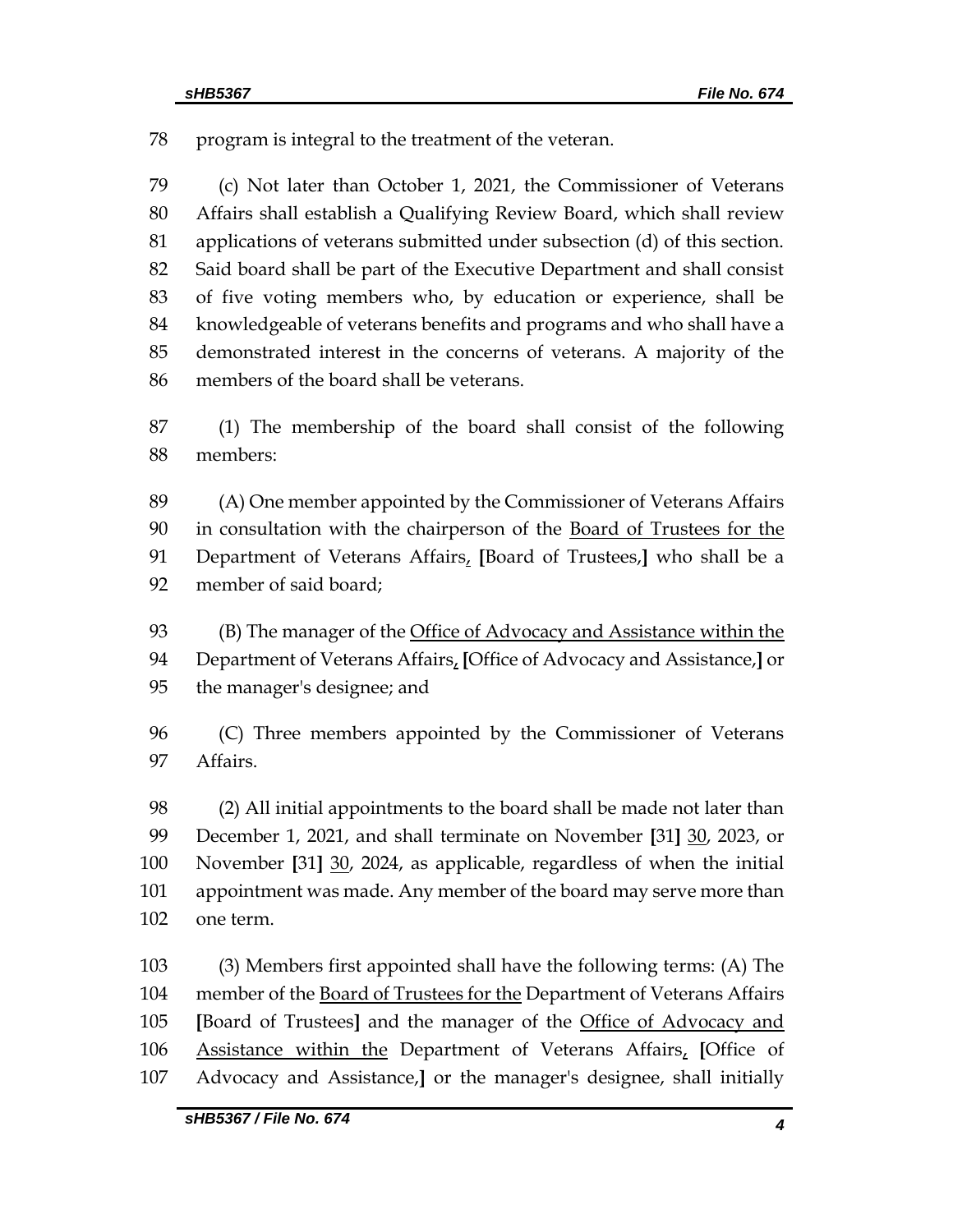78 program is integral to the treatment of the veteran.

79 (c) Not later than October 1, 2021, the Commissioner of Veterans
80 Affairs shall establish a Qualifying Review Board, which shall review
81 applications of veterans submitted under subsection (d) of this section.
82 Said board shall be part of the Executive Department and shall consist
83 of five voting members who, by education or experience, shall be
84 knowledgeable of veterans benefits and programs and who shall have a
85 demonstrated interest in the concerns of veterans. A majority of the
86 members of the board shall be veterans.

87 (1) The membership of the board shall consist of the following
88 members:

89 (A) One member appointed by the Commissioner of Veterans Affairs
90 in consultation with the chairperson of the <u>Board of Trustees for the</u>
91 Department of Veterans Affairs<u>,</u> **[**Board of Trustees,**]** who shall be a
92 member of said board;

93 (B) The manager of the <u>Office of Advocacy and Assistance within the</u>
94 Department of Veterans Affairs<u>,</u> **[**Office of Advocacy and Assistance,**]** or
95 the manager's designee; and

96 (C) Three members appointed by the Commissioner of Veterans
97 Affairs.

98 (2) All initial appointments to the board shall be made not later than
99 December 1, 2021, and shall terminate on November **[**31**]** <u>30</u>, 2023, or
100 November **[**31**]** <u>30</u>, 2024, as applicable, regardless of when the initial
101 appointment was made. Any member of the board may serve more than
102 one term.

103 (3) Members first appointed shall have the following terms: (A) The
104 member of the <u>Board of Trustees for the</u> Department of Veterans Affairs
105 **[**Board of Trustees**]** and the manager of the <u>Office of Advocacy and</u>
106 <u>Assistance within the</u> Department of Veterans Affairs<u>,</u> **[**Office of
107 Advocacy and Assistance,**]** or the manager's designee, shall initially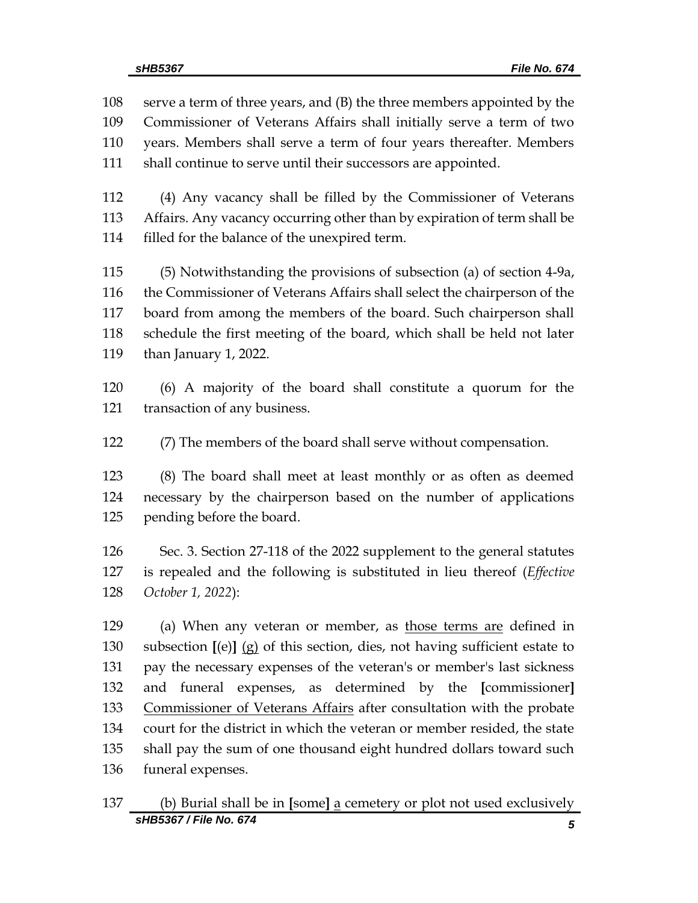108 serve a term of three years, and (B) the three members appointed by the
109 Commissioner of Veterans Affairs shall initially serve a term of two
110 years. Members shall serve a term of four years thereafter. Members
111 shall continue to serve until their successors are appointed.

112 (4) Any vacancy shall be filled by the Commissioner of Veterans
113 Affairs. Any vacancy occurring other than by expiration of term shall be
114 filled for the balance of the unexpired term.

115 (5) Notwithstanding the provisions of subsection (a) of section 4-9a,
116 the Commissioner of Veterans Affairs shall select the chairperson of the
117 board from among the members of the board. Such chairperson shall
118 schedule the first meeting of the board, which shall be held not later
119 than January 1, 2022.

120 (6) A majority of the board shall constitute a quorum for the
121 transaction of any business.

122 (7) The members of the board shall serve without compensation.

123 (8) The board shall meet at least monthly or as often as deemed
124 necessary by the chairperson based on the number of applications
125 pending before the board.

126 Sec. 3. Section 27-118 of the 2022 supplement to the general statutes
127 is repealed and the following is substituted in lieu thereof (*Effective*
128 *October 1, 2022*):

129 (a) When any veteran or member, as <u>those terms are</u> defined in
130 subsection **[**(e)**]** <u>(g)</u> of this section, dies, not having sufficient estate to
131 pay the necessary expenses of the veteran's or member's last sickness
132 and funeral expenses, as determined by the **[**commissioner**]**
133 <u>Commissioner of Veterans Affairs</u> after consultation with the probate
134 court for the district in which the veteran or member resided, the state
135 shall pay the sum of one thousand eight hundred dollars toward such
136 funeral expenses.

137 (b) Burial shall be in **[**some**]** <u>a</u> cemetery or plot not used exclusively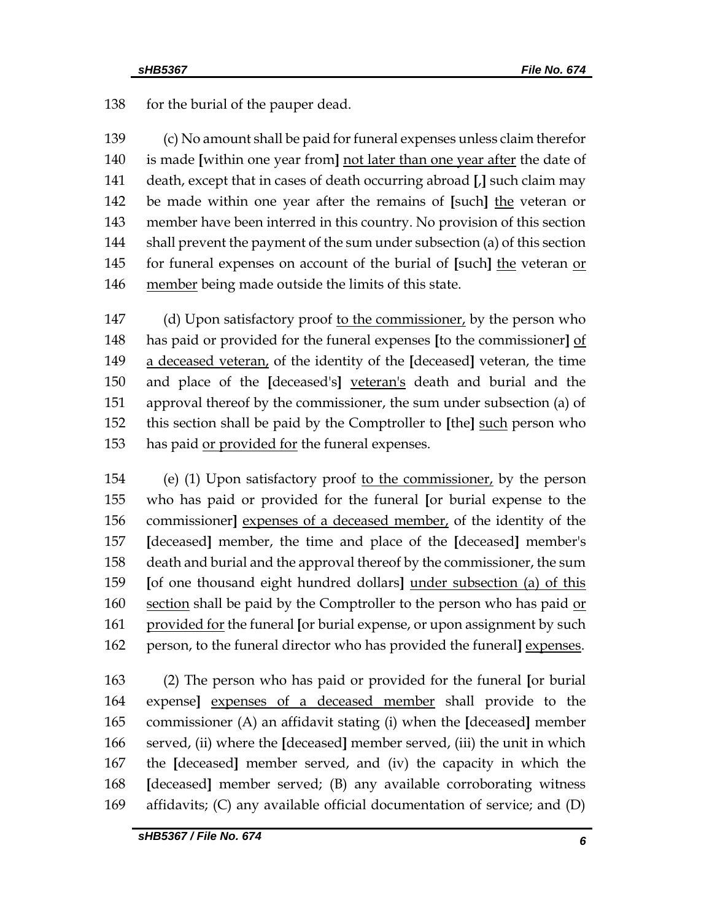138 for the burial of the pauper dead.

139 (c) No amount shall be paid for funeral expenses unless claim therefor 140 is made [within one year from] <u>not later than one year after</u> the date of 141 death, except that in cases of death occurring abroad [,] such claim may 142 be made within one year after the remains of [such] <u>the</u> veteran or 143 member have been interred in this country. No provision of this section 144 shall prevent the payment of the sum under subsection (a) of this section 145 for funeral expenses on account of the burial of [such] <u>the</u> veteran <u>or</u> 146 <u>member</u> being made outside the limits of this state.

147 (d) Upon satisfactory proof <u>to the commissioner,</u> by the person who 148 has paid or provided for the funeral expenses [to the commissioner] <u>of</u> 149 <u>a deceased veteran,</u> of the identity of the [deceased] veteran, the time 150 and place of the [deceased's] <u>veteran's</u> death and burial and the 151 approval thereof by the commissioner, the sum under subsection (a) of 152 this section shall be paid by the Comptroller to [the] <u>such</u> person who 153 has paid <u>or provided for</u> the funeral expenses.

154 (e) (1) Upon satisfactory proof <u>to the commissioner,</u> by the person 155 who has paid or provided for the funeral [or burial expense to the 156 commissioner] <u>expenses of a deceased member,</u> of the identity of the 157 [deceased] member, the time and place of the [deceased] member's 158 death and burial and the approval thereof by the commissioner, the sum 159 [of one thousand eight hundred dollars] <u>under subsection (a) of this</u> 160 <u>section</u> shall be paid by the Comptroller to the person who has paid <u>or</u> 161 <u>provided for</u> the funeral [or burial expense, or upon assignment by such 162 person, to the funeral director who has provided the funeral] <u>expenses</u>.

163 (2) The person who has paid or provided for the funeral [or burial 164 expense] <u>expenses of a deceased member</u> shall provide to the 165 commissioner (A) an affidavit stating (i) when the [deceased] member 166 served, (ii) where the [deceased] member served, (iii) the unit in which 167 the [deceased] member served, and (iv) the capacity in which the 168 [deceased] member served; (B) any available corroborating witness 169 affidavits; (C) any available official documentation of service; and (D)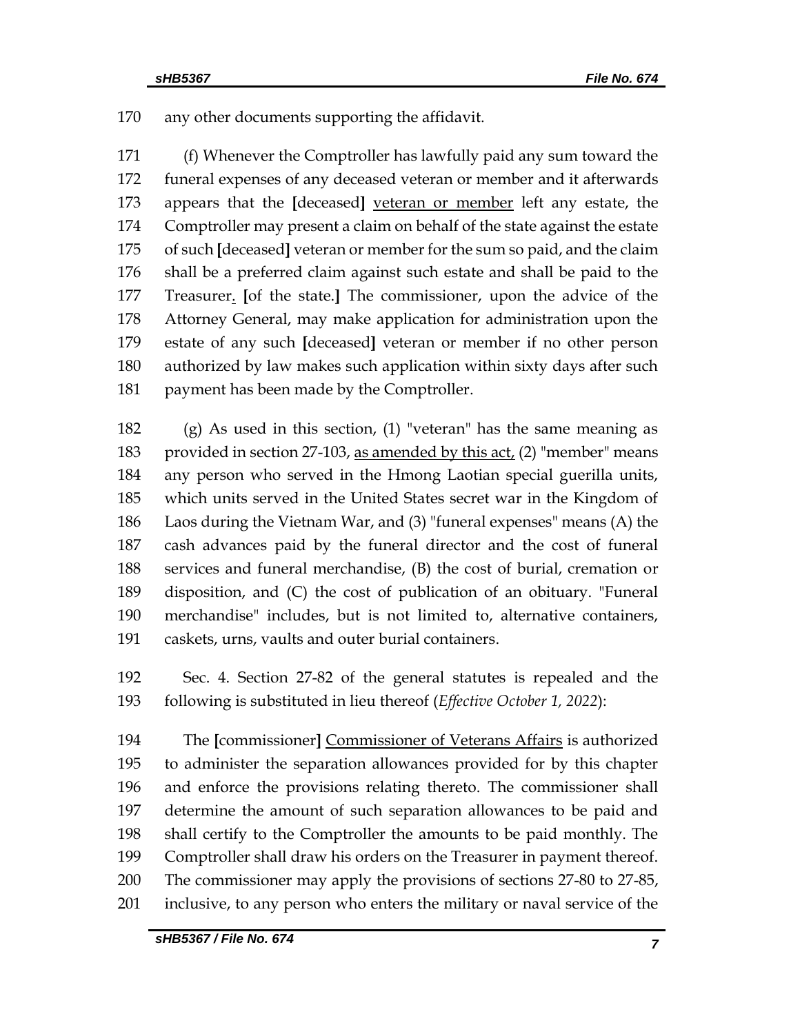170 any other documents supporting the affidavit.

171 (f) Whenever the Comptroller has lawfully paid any sum toward the
172 funeral expenses of any deceased veteran or member and it afterwards
173 appears that the [deceased] <u>veteran or member</u> left any estate, the
174 Comptroller may present a claim on behalf of the state against the estate
175 of such [deceased] veteran or member for the sum so paid, and the claim
176 shall be a preferred claim against such estate and shall be paid to the
177 Treasurer<u>.</u> [of the state.] The commissioner, upon the advice of the
178 Attorney General, may make application for administration upon the
179 estate of any such [deceased] veteran or member if no other person
180 authorized by law makes such application within sixty days after such
181 payment has been made by the Comptroller.

182 (g) As used in this section, (1) "veteran" has the same meaning as
183 provided in section 27-103, <u>as amended by this act,</u> (2) "member" means
184 any person who served in the Hmong Laotian special guerilla units,
185 which units served in the United States secret war in the Kingdom of
186 Laos during the Vietnam War, and (3) "funeral expenses" means (A) the
187 cash advances paid by the funeral director and the cost of funeral
188 services and funeral merchandise, (B) the cost of burial, cremation or
189 disposition, and (C) the cost of publication of an obituary. "Funeral
190 merchandise" includes, but is not limited to, alternative containers,
191 caskets, urns, vaults and outer burial containers.

192 Sec. 4. Section 27-82 of the general statutes is repealed and the
193 following is substituted in lieu thereof (*Effective October 1, 2022*):

194 The [commissioner] <u>Commissioner of Veterans Affairs</u> is authorized
195 to administer the separation allowances provided for by this chapter
196 and enforce the provisions relating thereto. The commissioner shall
197 determine the amount of such separation allowances to be paid and
198 shall certify to the Comptroller the amounts to be paid monthly. The
199 Comptroller shall draw his orders on the Treasurer in payment thereof.
200 The commissioner may apply the provisions of sections 27-80 to 27-85,
201 inclusive, to any person who enters the military or naval service of the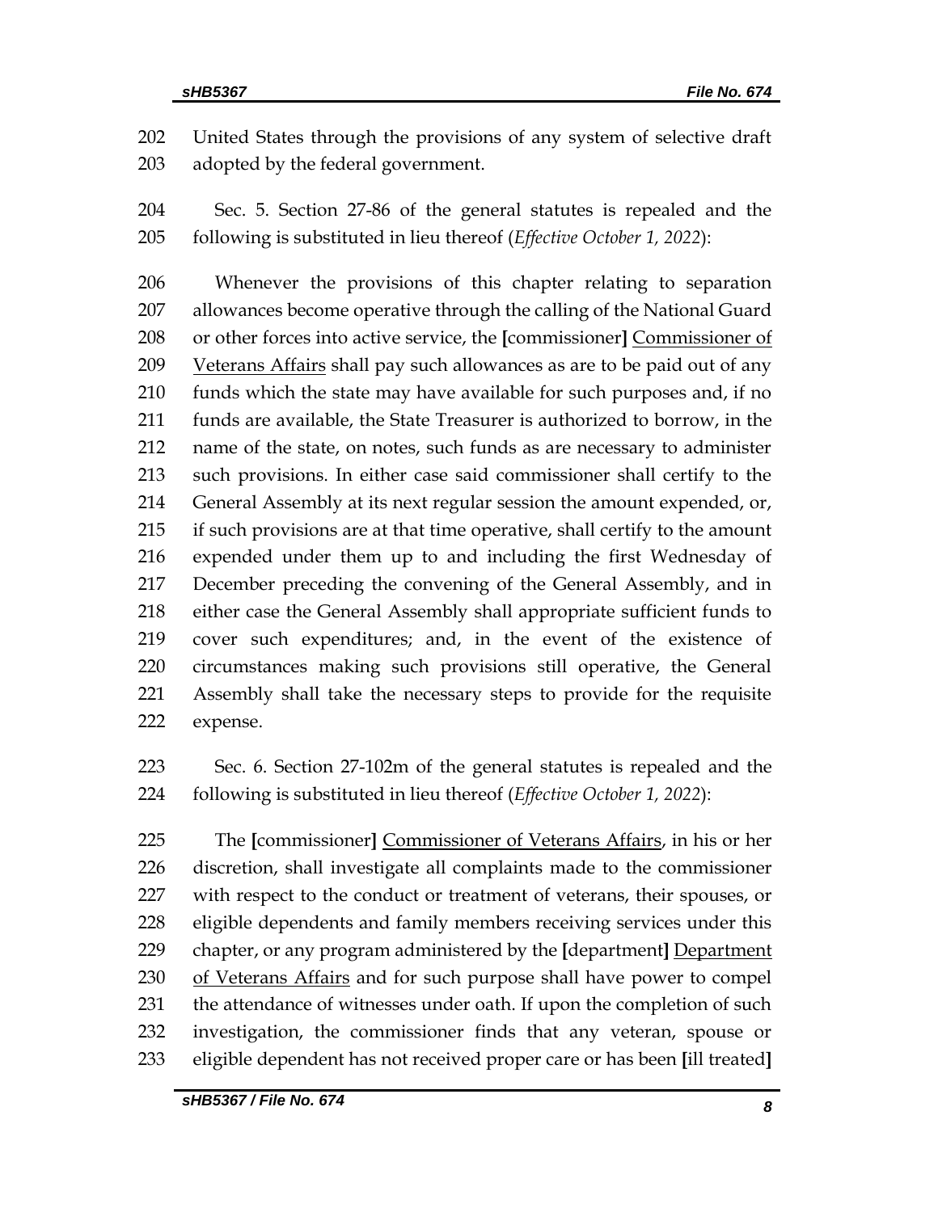202 United States through the provisions of any system of selective draft
203 adopted by the federal government.

204 Sec. 5. Section 27-86 of the general statutes is repealed and the
205 following is substituted in lieu thereof (*Effective October 1, 2022*):

206 Whenever the provisions of this chapter relating to separation
207 allowances become operative through the calling of the National Guard
208 or other forces into active service, the **[**commissioner**]** <u>Commissioner of</u>
209 <u>Veterans Affairs</u> shall pay such allowances as are to be paid out of any
210 funds which the state may have available for such purposes and, if no
211 funds are available, the State Treasurer is authorized to borrow, in the
212 name of the state, on notes, such funds as are necessary to administer
213 such provisions. In either case said commissioner shall certify to the
214 General Assembly at its next regular session the amount expended, or,
215 if such provisions are at that time operative, shall certify to the amount
216 expended under them up to and including the first Wednesday of
217 December preceding the convening of the General Assembly, and in
218 either case the General Assembly shall appropriate sufficient funds to
219 cover such expenditures; and, in the event of the existence of
220 circumstances making such provisions still operative, the General
221 Assembly shall take the necessary steps to provide for the requisite
222 expense.

223 Sec. 6. Section 27-102m of the general statutes is repealed and the
224 following is substituted in lieu thereof (*Effective October 1, 2022*):

225 The **[**commissioner**]** <u>Commissioner of Veterans Affairs</u>, in his or her
226 discretion, shall investigate all complaints made to the commissioner
227 with respect to the conduct or treatment of veterans, their spouses, or
228 eligible dependents and family members receiving services under this
229 chapter, or any program administered by the **[**department**]** <u>Department</u>
230 <u>of Veterans Affairs</u> and for such purpose shall have power to compel
231 the attendance of witnesses under oath. If upon the completion of such
232 investigation, the commissioner finds that any veteran, spouse or
233 eligible dependent has not received proper care or has been **[**ill treated**]**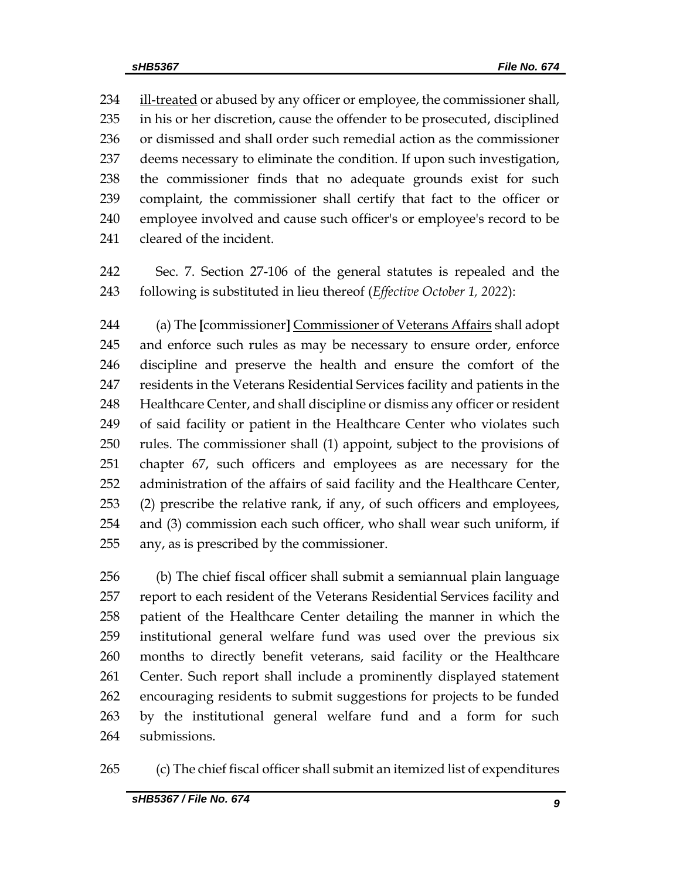ill-treated or abused by any officer or employee, the commissioner shall, in his or her discretion, cause the offender to be prosecuted, disciplined or dismissed and shall order such remedial action as the commissioner deems necessary to eliminate the condition. If upon such investigation, the commissioner finds that no adequate grounds exist for such complaint, the commissioner shall certify that fact to the officer or employee involved and cause such officer's or employee's record to be cleared of the incident.

Sec. 7. Section 27-106 of the general statutes is repealed and the following is substituted in lieu thereof (*Effective October 1, 2022*):

(a) The **[**commissioner**]** Commissioner of Veterans Affairs shall adopt and enforce such rules as may be necessary to ensure order, enforce discipline and preserve the health and ensure the comfort of the residents in the Veterans Residential Services facility and patients in the Healthcare Center, and shall discipline or dismiss any officer or resident of said facility or patient in the Healthcare Center who violates such rules. The commissioner shall (1) appoint, subject to the provisions of chapter 67, such officers and employees as are necessary for the administration of the affairs of said facility and the Healthcare Center, (2) prescribe the relative rank, if any, of such officers and employees, and (3) commission each such officer, who shall wear such uniform, if any, as is prescribed by the commissioner.

(b) The chief fiscal officer shall submit a semiannual plain language report to each resident of the Veterans Residential Services facility and patient of the Healthcare Center detailing the manner in which the institutional general welfare fund was used over the previous six months to directly benefit veterans, said facility or the Healthcare Center. Such report shall include a prominently displayed statement encouraging residents to submit suggestions for projects to be funded by the institutional general welfare fund and a form for such submissions.

(c) The chief fiscal officer shall submit an itemized list of expenditures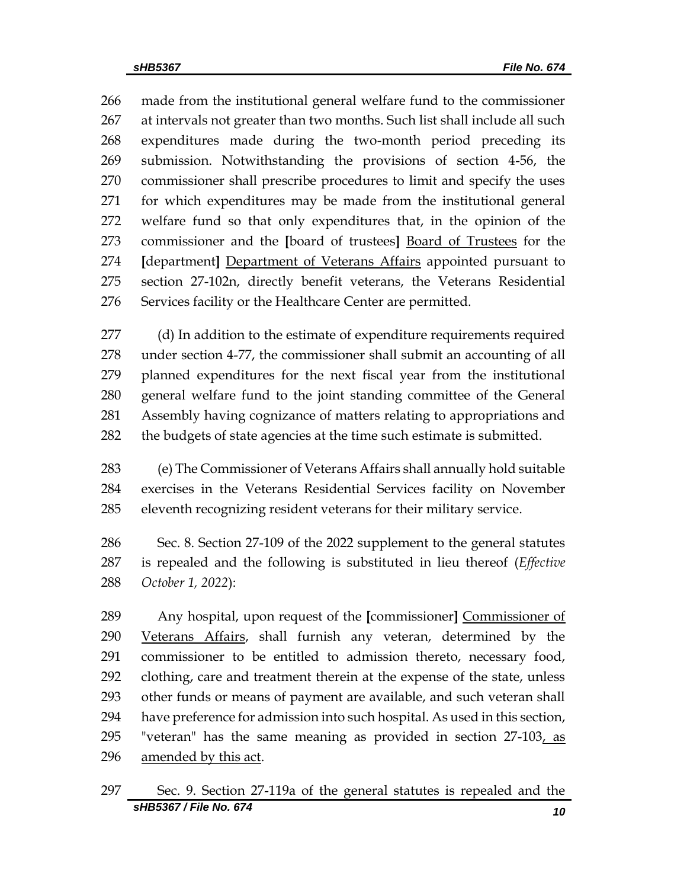266 made from the institutional general welfare fund to the commissioner
267 at intervals not greater than two months. Such list shall include all such
268 expenditures made during the two-month period preceding its
269 submission. Notwithstanding the provisions of section 4-56, the
270 commissioner shall prescribe procedures to limit and specify the uses
271 for which expenditures may be made from the institutional general
272 welfare fund so that only expenditures that, in the opinion of the
273 commissioner and the [board of trustees] <u>Board of Trustees</u> for the
274 [department] <u>Department of Veterans Affairs</u> appointed pursuant to
275 section 27-102n, directly benefit veterans, the Veterans Residential
276 Services facility or the Healthcare Center are permitted.

277 (d) In addition to the estimate of expenditure requirements required
278 under section 4-77, the commissioner shall submit an accounting of all
279 planned expenditures for the next fiscal year from the institutional
280 general welfare fund to the joint standing committee of the General
281 Assembly having cognizance of matters relating to appropriations and
282 the budgets of state agencies at the time such estimate is submitted.

283 (e) The Commissioner of Veterans Affairs shall annually hold suitable
284 exercises in the Veterans Residential Services facility on November
285 eleventh recognizing resident veterans for their military service.

286 Sec. 8. Section 27-109 of the 2022 supplement to the general statutes
287 is repealed and the following is substituted in lieu thereof (*Effective*
288 *October 1, 2022*):

289 Any hospital, upon request of the [commissioner] <u>Commissioner of</u>
290 <u>Veterans Affairs</u>, shall furnish any veteran, determined by the
291 commissioner to be entitled to admission thereto, necessary food,
292 clothing, care and treatment therein at the expense of the state, unless
293 other funds or means of payment are available, and such veteran shall
294 have preference for admission into such hospital. As used in this section,
295 "veteran" has the same meaning as provided in section 27-103<u>, as</u>
296 <u>amended by this act</u>.

297 Sec. 9. Section 27-119a of the general statutes is repealed and the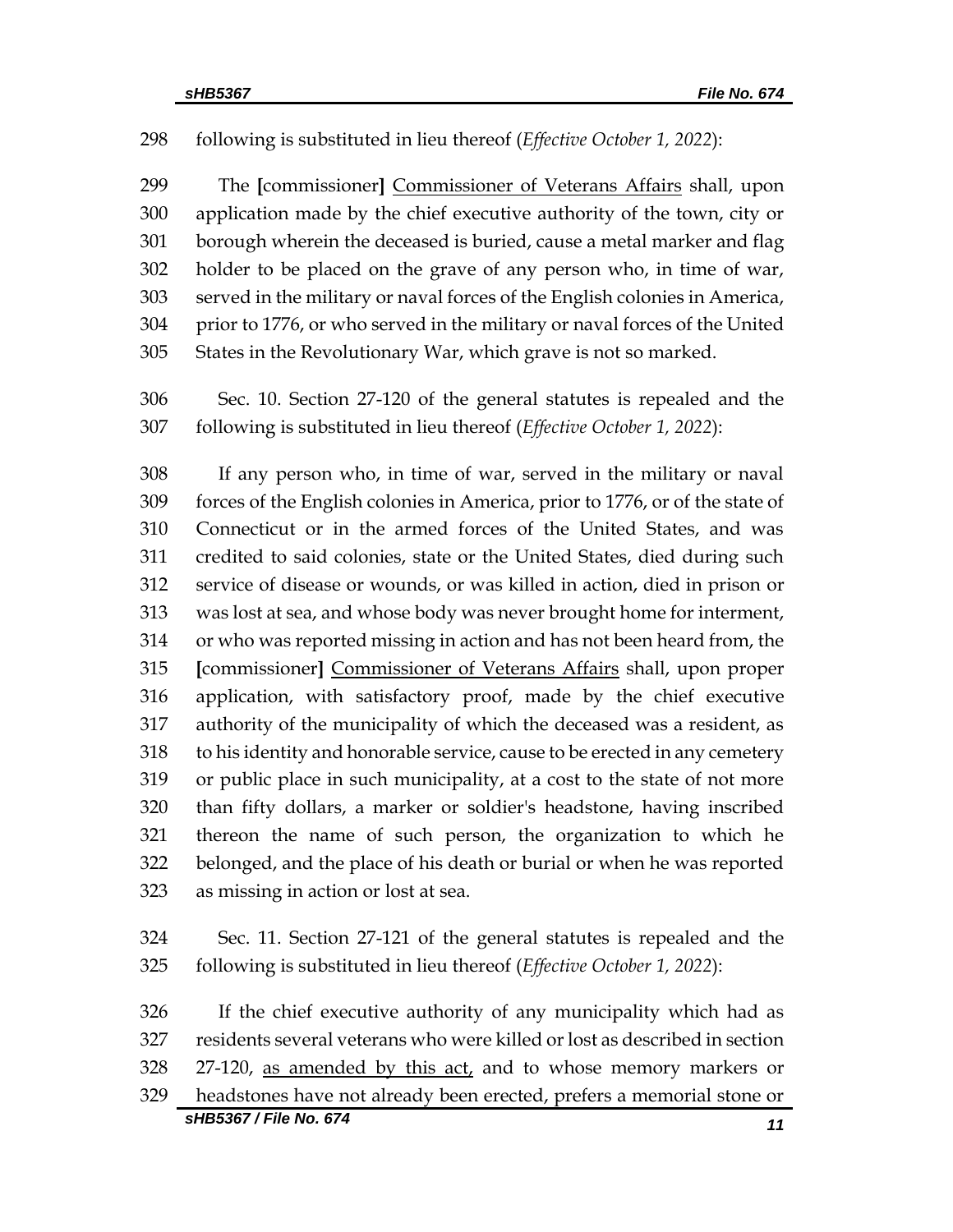298 following is substituted in lieu thereof (*Effective October 1, 2022*):

299 The [commissioner] <u>Commissioner of Veterans Affairs</u> shall, upon
300 application made by the chief executive authority of the town, city or
301 borough wherein the deceased is buried, cause a metal marker and flag
302 holder to be placed on the grave of any person who, in time of war,
303 served in the military or naval forces of the English colonies in America,
304 prior to 1776, or who served in the military or naval forces of the United
305 States in the Revolutionary War, which grave is not so marked.

306 Sec. 10. Section 27-120 of the general statutes is repealed and the
307 following is substituted in lieu thereof (*Effective October 1, 2022*):

308 If any person who, in time of war, served in the military or naval
309 forces of the English colonies in America, prior to 1776, or of the state of
310 Connecticut or in the armed forces of the United States, and was
311 credited to said colonies, state or the United States, died during such
312 service of disease or wounds, or was killed in action, died in prison or
313 was lost at sea, and whose body was never brought home for interment,
314 or who was reported missing in action and has not been heard from, the
315 [commissioner] <u>Commissioner of Veterans Affairs</u> shall, upon proper
316 application, with satisfactory proof, made by the chief executive
317 authority of the municipality of which the deceased was a resident, as
318 to his identity and honorable service, cause to be erected in any cemetery
319 or public place in such municipality, at a cost to the state of not more
320 than fifty dollars, a marker or soldier's headstone, having inscribed
321 thereon the name of such person, the organization to which he
322 belonged, and the place of his death or burial or when he was reported
323 as missing in action or lost at sea.

324 Sec. 11. Section 27-121 of the general statutes is repealed and the
325 following is substituted in lieu thereof (*Effective October 1, 2022*):

326 If the chief executive authority of any municipality which had as
327 residents several veterans who were killed or lost as described in section
328 27-120, <u>as amended by this act,</u> and to whose memory markers or
329 headstones have not already been erected, prefers a memorial stone or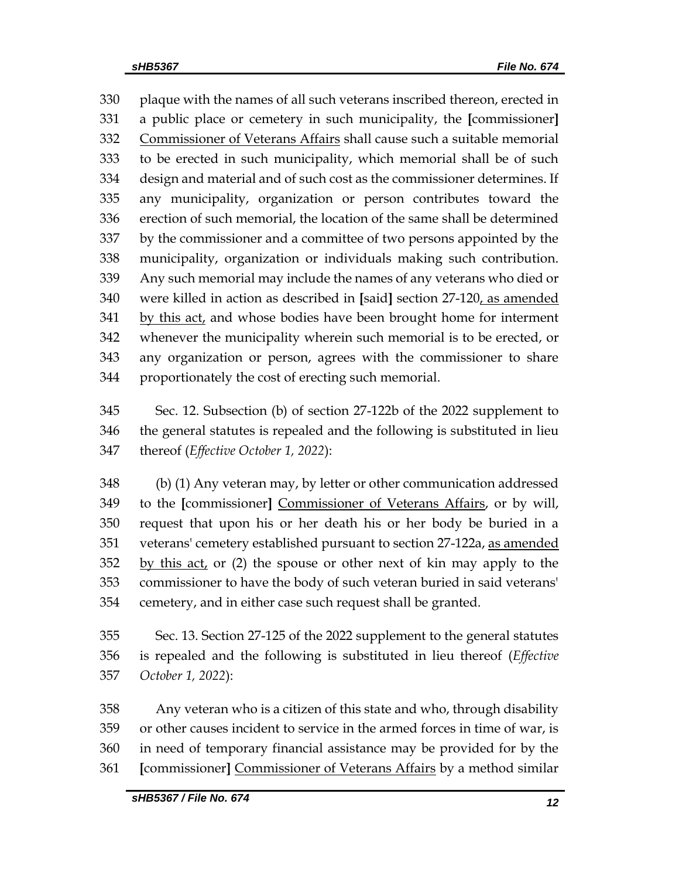330 plaque with the names of all such veterans inscribed thereon, erected in
331 a public place or cemetery in such municipality, the [commissioner]
332 Commissioner of Veterans Affairs shall cause such a suitable memorial
333 to be erected in such municipality, which memorial shall be of such
334 design and material and of such cost as the commissioner determines. If
335 any municipality, organization or person contributes toward the
336 erection of such memorial, the location of the same shall be determined
337 by the commissioner and a committee of two persons appointed by the
338 municipality, organization or individuals making such contribution.
339 Any such memorial may include the names of any veterans who died or
340 were killed in action as described in [said] section 27-120, as amended
341 by this act, and whose bodies have been brought home for interment
342 whenever the municipality wherein such memorial is to be erected, or
343 any organization or person, agrees with the commissioner to share
344 proportionately the cost of erecting such memorial.

345 Sec. 12. Subsection (b) of section 27-122b of the 2022 supplement to
346 the general statutes is repealed and the following is substituted in lieu
347 thereof (*Effective October 1, 2022*):

348 (b) (1) Any veteran may, by letter or other communication addressed
349 to the [commissioner] Commissioner of Veterans Affairs, or by will,
350 request that upon his or her death his or her body be buried in a
351 veterans' cemetery established pursuant to section 27-122a, as amended
352 by this act, or (2) the spouse or other next of kin may apply to the
353 commissioner to have the body of such veteran buried in said veterans'
354 cemetery, and in either case such request shall be granted.

355 Sec. 13. Section 27-125 of the 2022 supplement to the general statutes
356 is repealed and the following is substituted in lieu thereof (*Effective*
357 *October 1, 2022*):

358 Any veteran who is a citizen of this state and who, through disability
359 or other causes incident to service in the armed forces in time of war, is
360 in need of temporary financial assistance may be provided for by the
361 [commissioner] Commissioner of Veterans Affairs by a method similar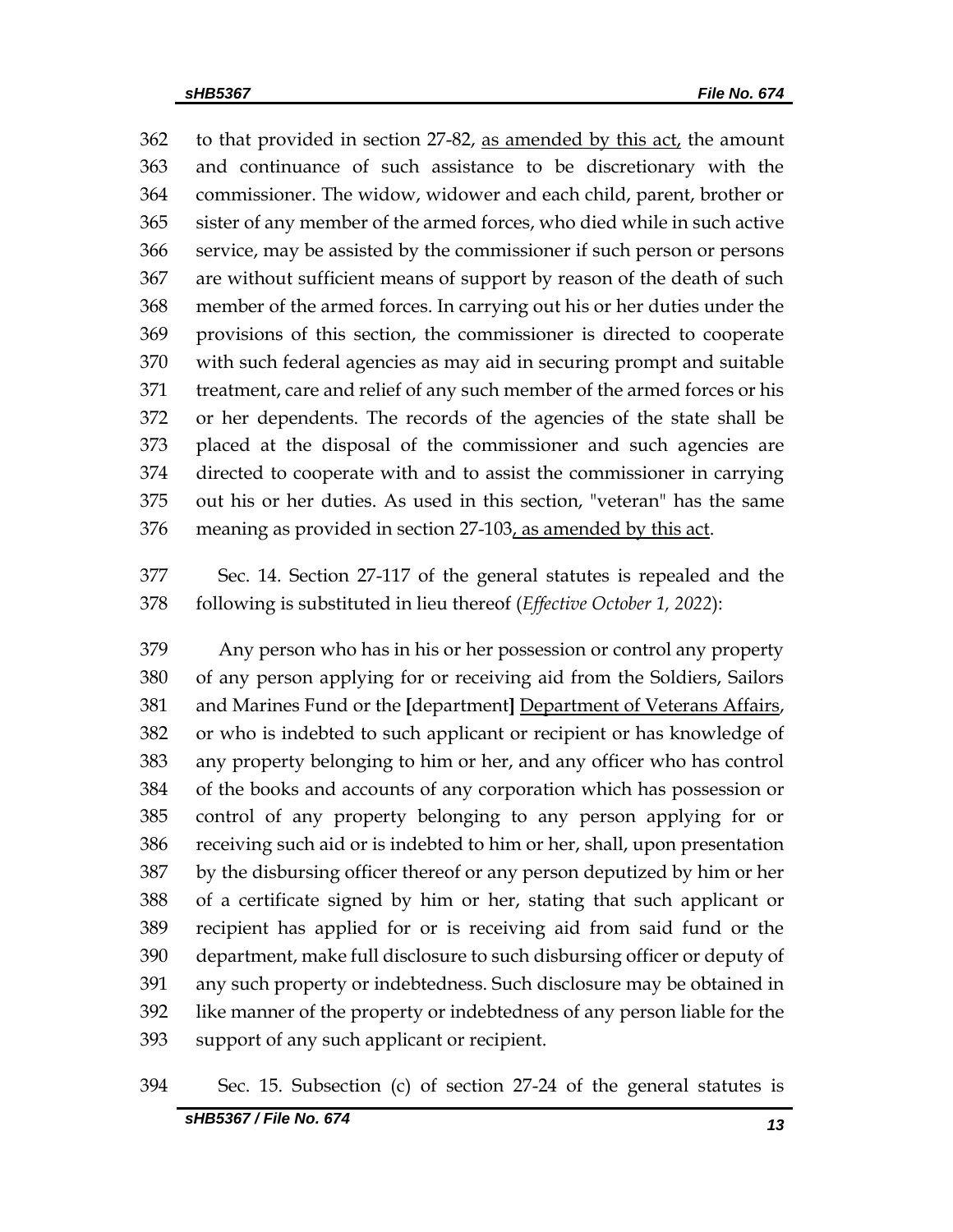to that provided in section 27-82, <u>as amended by this act,</u> the amount and continuance of such assistance to be discretionary with the commissioner. The widow, widower and each child, parent, brother or sister of any member of the armed forces, who died while in such active service, may be assisted by the commissioner if such person or persons are without sufficient means of support by reason of the death of such member of the armed forces. In carrying out his or her duties under the provisions of this section, the commissioner is directed to cooperate with such federal agencies as may aid in securing prompt and suitable treatment, care and relief of any such member of the armed forces or his or her dependents. The records of the agencies of the state shall be placed at the disposal of the commissioner and such agencies are directed to cooperate with and to assist the commissioner in carrying out his or her duties. As used in this section, "veteran" has the same meaning as provided in section 27-103<u>, as amended by this act</u>.

Sec. 14. Section 27-117 of the general statutes is repealed and the following is substituted in lieu thereof (*Effective October 1, 2022*):

Any person who has in his or her possession or control any property of any person applying for or receiving aid from the Soldiers, Sailors and Marines Fund or the **[**department**]** <u>Department of Veterans Affairs</u>, or who is indebted to such applicant or recipient or has knowledge of any property belonging to him or her, and any officer who has control of the books and accounts of any corporation which has possession or control of any property belonging to any person applying for or receiving such aid or is indebted to him or her, shall, upon presentation by the disbursing officer thereof or any person deputized by him or her of a certificate signed by him or her, stating that such applicant or recipient has applied for or is receiving aid from said fund or the department, make full disclosure to such disbursing officer or deputy of any such property or indebtedness. Such disclosure may be obtained in like manner of the property or indebtedness of any person liable for the support of any such applicant or recipient.

Sec. 15. Subsection (c) of section 27-24 of the general statutes is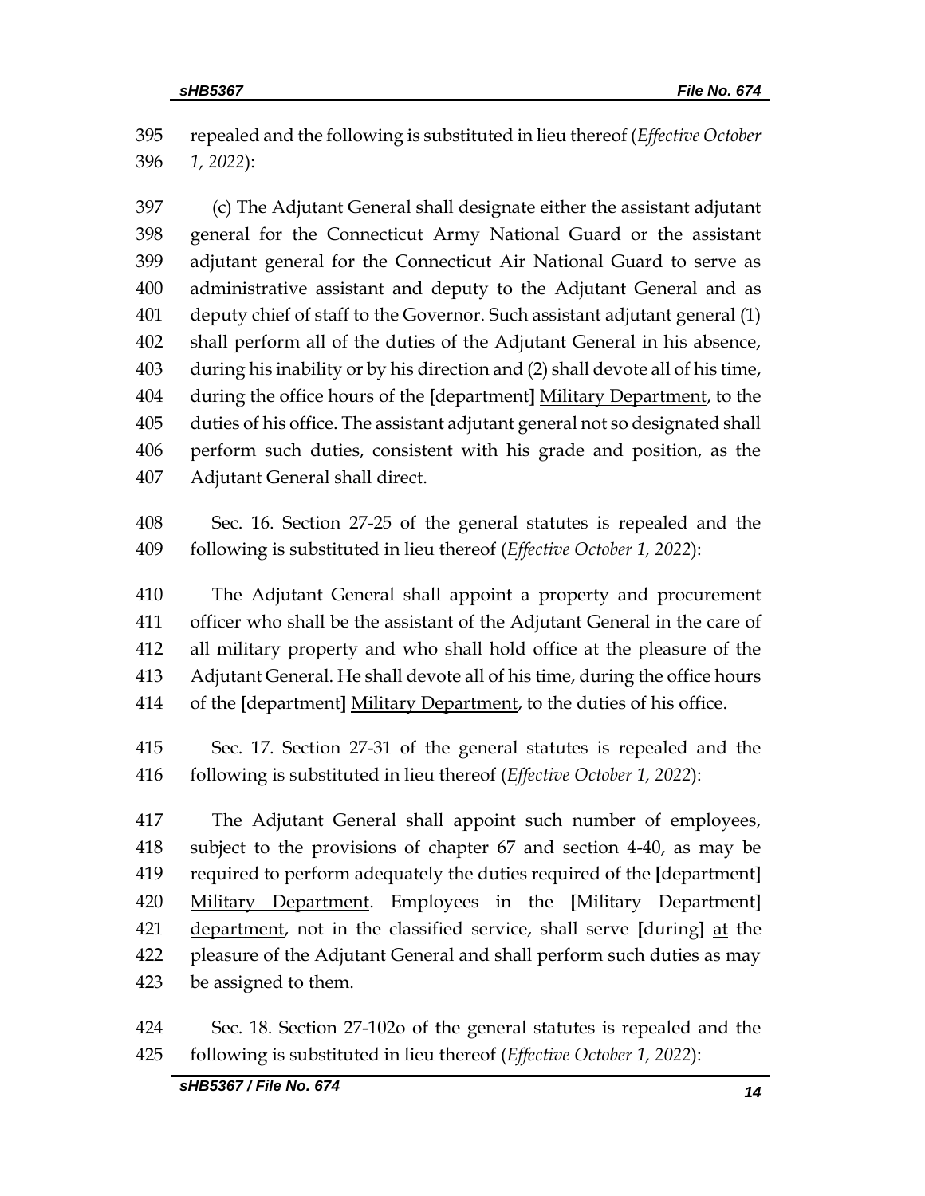395 repealed and the following is substituted in lieu thereof (*Effective October*
396 *1, 2022*):

397 (c) The Adjutant General shall designate either the assistant adjutant
398 general for the Connecticut Army National Guard or the assistant
399 adjutant general for the Connecticut Air National Guard to serve as
400 administrative assistant and deputy to the Adjutant General and as
401 deputy chief of staff to the Governor. Such assistant adjutant general (1)
402 shall perform all of the duties of the Adjutant General in his absence,
403 during his inability or by his direction and (2) shall devote all of his time,
404 during the office hours of the **[**department**]** Military Department, to the
405 duties of his office. The assistant adjutant general not so designated shall
406 perform such duties, consistent with his grade and position, as the
407 Adjutant General shall direct.

408 Sec. 16. Section 27-25 of the general statutes is repealed and the
409 following is substituted in lieu thereof (*Effective October 1, 2022*):

410 The Adjutant General shall appoint a property and procurement
411 officer who shall be the assistant of the Adjutant General in the care of
412 all military property and who shall hold office at the pleasure of the
413 Adjutant General. He shall devote all of his time, during the office hours
414 of the **[**department**]** Military Department, to the duties of his office.

415 Sec. 17. Section 27-31 of the general statutes is repealed and the
416 following is substituted in lieu thereof (*Effective October 1, 2022*):

417 The Adjutant General shall appoint such number of employees,
418 subject to the provisions of chapter 67 and section 4-40, as may be
419 required to perform adequately the duties required of the **[**department**]**
420 Military Department. Employees in the **[**Military Department**]**
421 department, not in the classified service, shall serve **[**during**]** at the
422 pleasure of the Adjutant General and shall perform such duties as may
423 be assigned to them.

424 Sec. 18. Section 27-102o of the general statutes is repealed and the
425 following is substituted in lieu thereof (*Effective October 1, 2022*):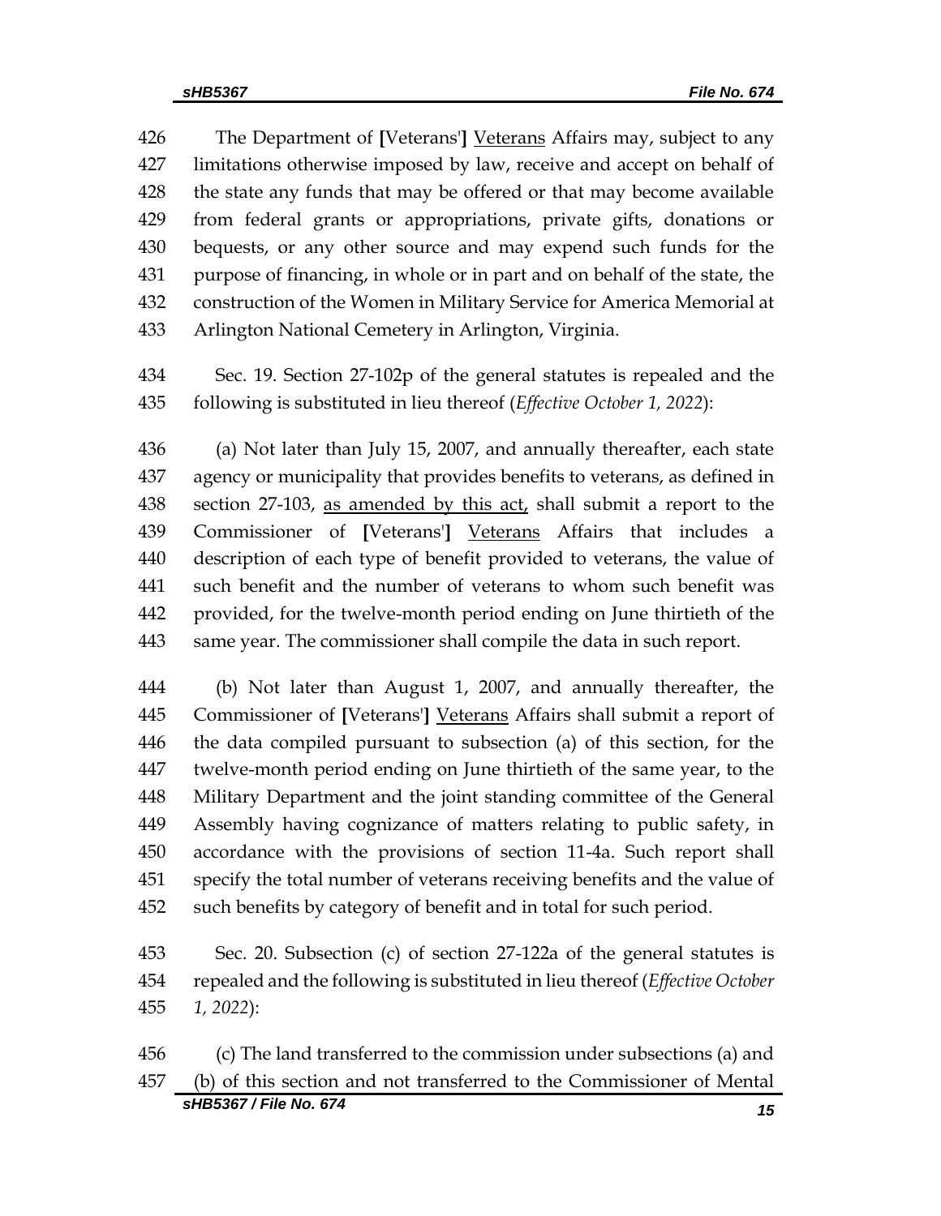The Department of [Veterans'] <u>Veterans</u> Affairs may, subject to any limitations otherwise imposed by law, receive and accept on behalf of the state any funds that may be offered or that may become available from federal grants or appropriations, private gifts, donations or bequests, or any other source and may expend such funds for the purpose of financing, in whole or in part and on behalf of the state, the construction of the Women in Military Service for America Memorial at Arlington National Cemetery in Arlington, Virginia.

Sec. 19. Section 27-102p of the general statutes is repealed and the following is substituted in lieu thereof (*Effective October 1, 2022*):

(a) Not later than July 15, 2007, and annually thereafter, each state agency or municipality that provides benefits to veterans, as defined in section 27-103, <u>as amended by this act,</u> shall submit a report to the Commissioner of [Veterans'] <u>Veterans</u> Affairs that includes a description of each type of benefit provided to veterans, the value of such benefit and the number of veterans to whom such benefit was provided, for the twelve-month period ending on June thirtieth of the same year. The commissioner shall compile the data in such report.

(b) Not later than August 1, 2007, and annually thereafter, the Commissioner of [Veterans'] <u>Veterans</u> Affairs shall submit a report of the data compiled pursuant to subsection (a) of this section, for the twelve-month period ending on June thirtieth of the same year, to the Military Department and the joint standing committee of the General Assembly having cognizance of matters relating to public safety, in accordance with the provisions of section 11-4a. Such report shall specify the total number of veterans receiving benefits and the value of such benefits by category of benefit and in total for such period.

Sec. 20. Subsection (c) of section 27-122a of the general statutes is repealed and the following is substituted in lieu thereof (*Effective October 1, 2022*):

(c) The land transferred to the commission under subsections (a) and (b) of this section and not transferred to the Commissioner of Mental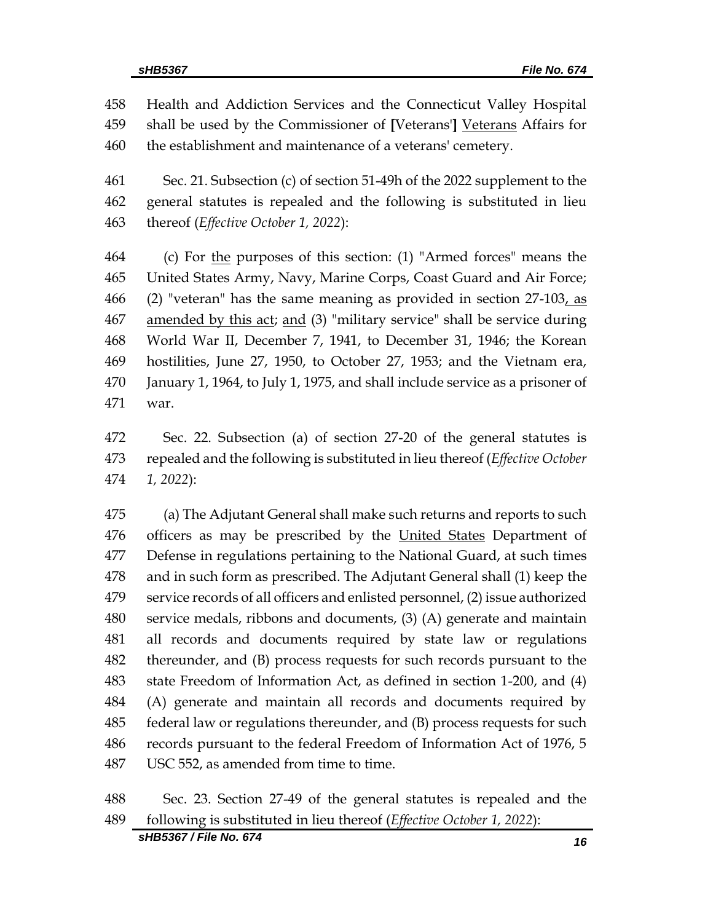458 Health and Addiction Services and the Connecticut Valley Hospital
459 shall be used by the Commissioner of [Veterans'] <u>Veterans</u> Affairs for
460 the establishment and maintenance of a veterans' cemetery.

461 Sec. 21. Subsection (c) of section 51-49h of the 2022 supplement to the
462 general statutes is repealed and the following is substituted in lieu
463 thereof (*Effective October 1, 2022*):

464 (c) For <u>the</u> purposes of this section: (1) "Armed forces" means the
465 United States Army, Navy, Marine Corps, Coast Guard and Air Force;
466 (2) "veteran" has the same meaning as provided in section 27-103<u>, as</u>
467 <u>amended by this act</u>; <u>and</u> (3) "military service" shall be service during
468 World War II, December 7, 1941, to December 31, 1946; the Korean
469 hostilities, June 27, 1950, to October 27, 1953; and the Vietnam era,
470 January 1, 1964, to July 1, 1975, and shall include service as a prisoner of
471 war.

472 Sec. 22. Subsection (a) of section 27-20 of the general statutes is
473 repealed and the following is substituted in lieu thereof (*Effective October*
474 *1, 2022*):

475 (a) The Adjutant General shall make such returns and reports to such
476 officers as may be prescribed by the <u>United States</u> Department of
477 Defense in regulations pertaining to the National Guard, at such times
478 and in such form as prescribed. The Adjutant General shall (1) keep the
479 service records of all officers and enlisted personnel, (2) issue authorized
480 service medals, ribbons and documents, (3) (A) generate and maintain
481 all records and documents required by state law or regulations
482 thereunder, and (B) process requests for such records pursuant to the
483 state Freedom of Information Act, as defined in section 1-200, and (4)
484 (A) generate and maintain all records and documents required by
485 federal law or regulations thereunder, and (B) process requests for such
486 records pursuant to the federal Freedom of Information Act of 1976, 5
487 USC 552, as amended from time to time.

488 Sec. 23. Section 27-49 of the general statutes is repealed and the
489 following is substituted in lieu thereof (*Effective October 1, 2022*):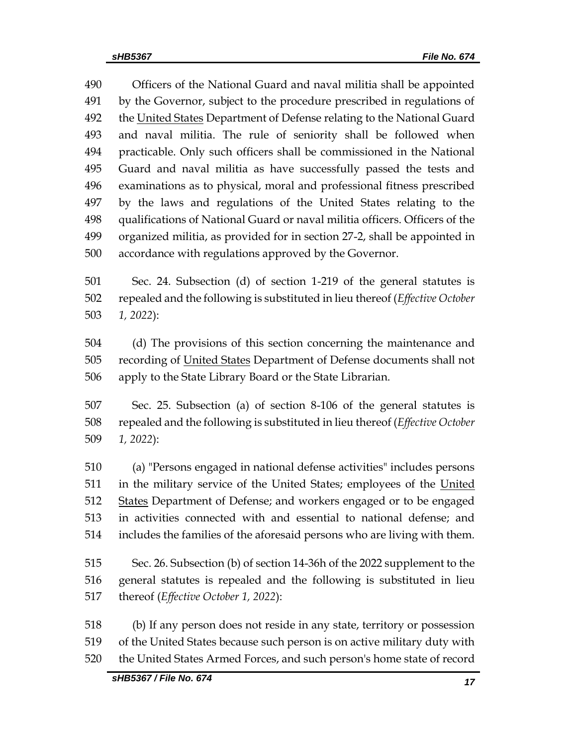Officers of the National Guard and naval militia shall be appointed by the Governor, subject to the procedure prescribed in regulations of the United States Department of Defense relating to the National Guard and naval militia. The rule of seniority shall be followed when practicable. Only such officers shall be commissioned in the National Guard and naval militia as have successfully passed the tests and examinations as to physical, moral and professional fitness prescribed by the laws and regulations of the United States relating to the qualifications of National Guard or naval militia officers. Officers of the organized militia, as provided for in section 27-2, shall be appointed in accordance with regulations approved by the Governor.

Sec. 24. Subsection (d) of section 1-219 of the general statutes is repealed and the following is substituted in lieu thereof (*Effective October 1, 2022*):

(d) The provisions of this section concerning the maintenance and recording of United States Department of Defense documents shall not apply to the State Library Board or the State Librarian.

Sec. 25. Subsection (a) of section 8-106 of the general statutes is repealed and the following is substituted in lieu thereof (*Effective October 1, 2022*):

(a) "Persons engaged in national defense activities" includes persons in the military service of the United States; employees of the United States Department of Defense; and workers engaged or to be engaged in activities connected with and essential to national defense; and includes the families of the aforesaid persons who are living with them.

Sec. 26. Subsection (b) of section 14-36h of the 2022 supplement to the general statutes is repealed and the following is substituted in lieu thereof (*Effective October 1, 2022*):

(b) If any person does not reside in any state, territory or possession of the United States because such person is on active military duty with the United States Armed Forces, and such person's home state of record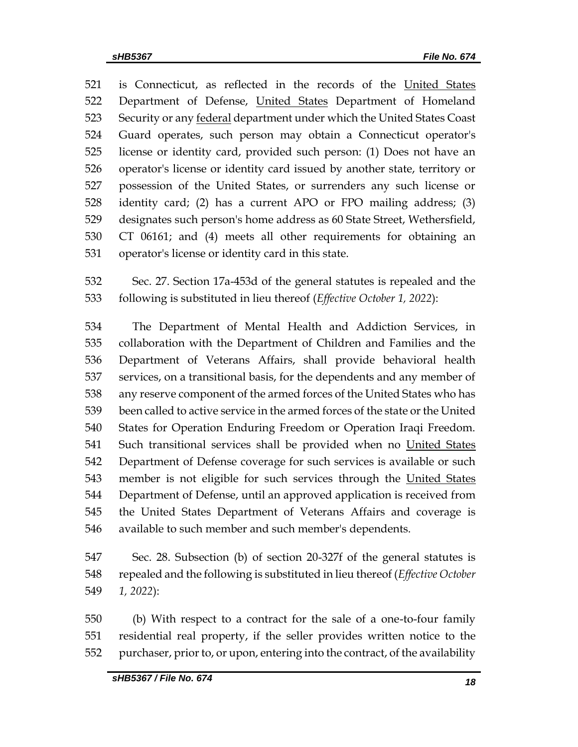is Connecticut, as reflected in the records of the United States Department of Defense, United States Department of Homeland Security or any federal department under which the United States Coast Guard operates, such person may obtain a Connecticut operator's license or identity card, provided such person: (1) Does not have an operator's license or identity card issued by another state, territory or possession of the United States, or surrenders any such license or identity card; (2) has a current APO or FPO mailing address; (3) designates such person's home address as 60 State Street, Wethersfield, CT 06161; and (4) meets all other requirements for obtaining an operator's license or identity card in this state.

Sec. 27. Section 17a-453d of the general statutes is repealed and the following is substituted in lieu thereof (*Effective October 1, 2022*):

The Department of Mental Health and Addiction Services, in collaboration with the Department of Children and Families and the Department of Veterans Affairs, shall provide behavioral health services, on a transitional basis, for the dependents and any member of any reserve component of the armed forces of the United States who has been called to active service in the armed forces of the state or the United States for Operation Enduring Freedom or Operation Iraqi Freedom. Such transitional services shall be provided when no United States Department of Defense coverage for such services is available or such member is not eligible for such services through the United States Department of Defense, until an approved application is received from the United States Department of Veterans Affairs and coverage is available to such member and such member's dependents.

Sec. 28. Subsection (b) of section 20-327f of the general statutes is repealed and the following is substituted in lieu thereof (*Effective October 1, 2022*):

(b) With respect to a contract for the sale of a one-to-four family residential real property, if the seller provides written notice to the purchaser, prior to, or upon, entering into the contract, of the availability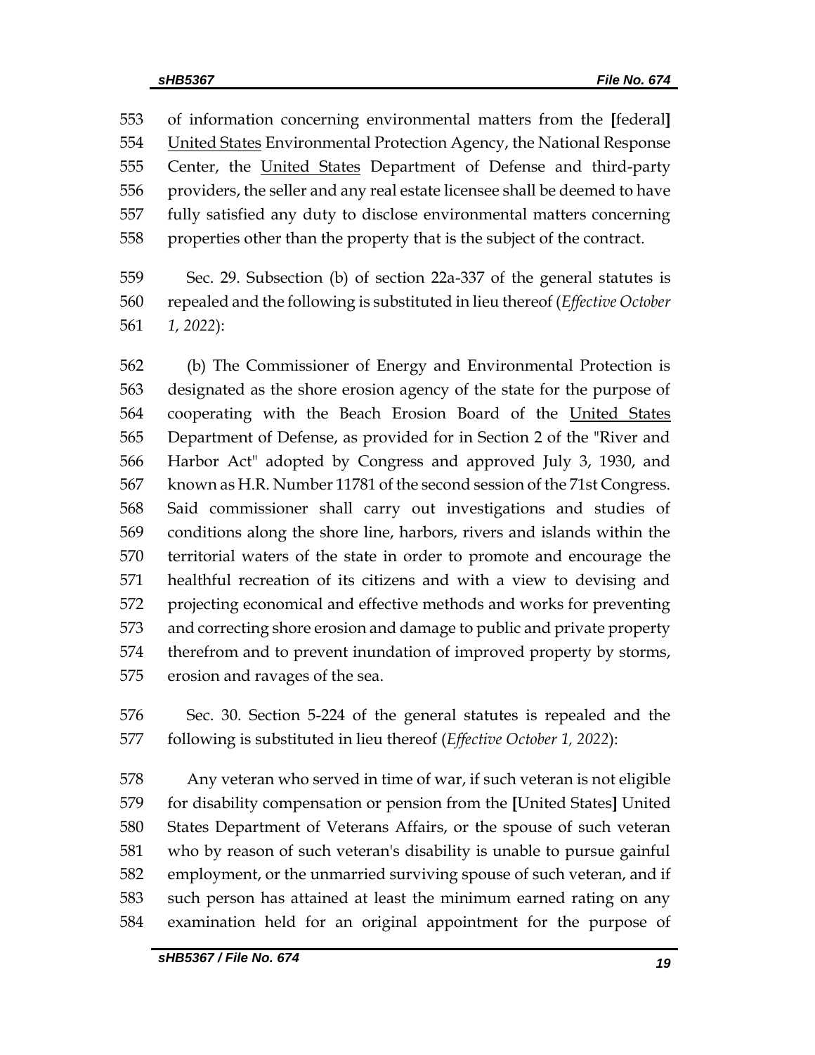of information concerning environmental matters from the [federal] United States Environmental Protection Agency, the National Response Center, the United States Department of Defense and third-party providers, the seller and any real estate licensee shall be deemed to have fully satisfied any duty to disclose environmental matters concerning properties other than the property that is the subject of the contract.

Sec. 29. Subsection (b) of section 22a-337 of the general statutes is repealed and the following is substituted in lieu thereof (*Effective October 1, 2022*):

(b) The Commissioner of Energy and Environmental Protection is designated as the shore erosion agency of the state for the purpose of cooperating with the Beach Erosion Board of the United States Department of Defense, as provided for in Section 2 of the "River and Harbor Act" adopted by Congress and approved July 3, 1930, and known as H.R. Number 11781 of the second session of the 71st Congress. Said commissioner shall carry out investigations and studies of conditions along the shore line, harbors, rivers and islands within the territorial waters of the state in order to promote and encourage the healthful recreation of its citizens and with a view to devising and projecting economical and effective methods and works for preventing and correcting shore erosion and damage to public and private property therefrom and to prevent inundation of improved property by storms, erosion and ravages of the sea.

Sec. 30. Section 5-224 of the general statutes is repealed and the following is substituted in lieu thereof (*Effective October 1, 2022*):

Any veteran who served in time of war, if such veteran is not eligible for disability compensation or pension from the [United States] United States Department of Veterans Affairs, or the spouse of such veteran who by reason of such veteran's disability is unable to pursue gainful employment, or the unmarried surviving spouse of such veteran, and if such person has attained at least the minimum earned rating on any examination held for an original appointment for the purpose of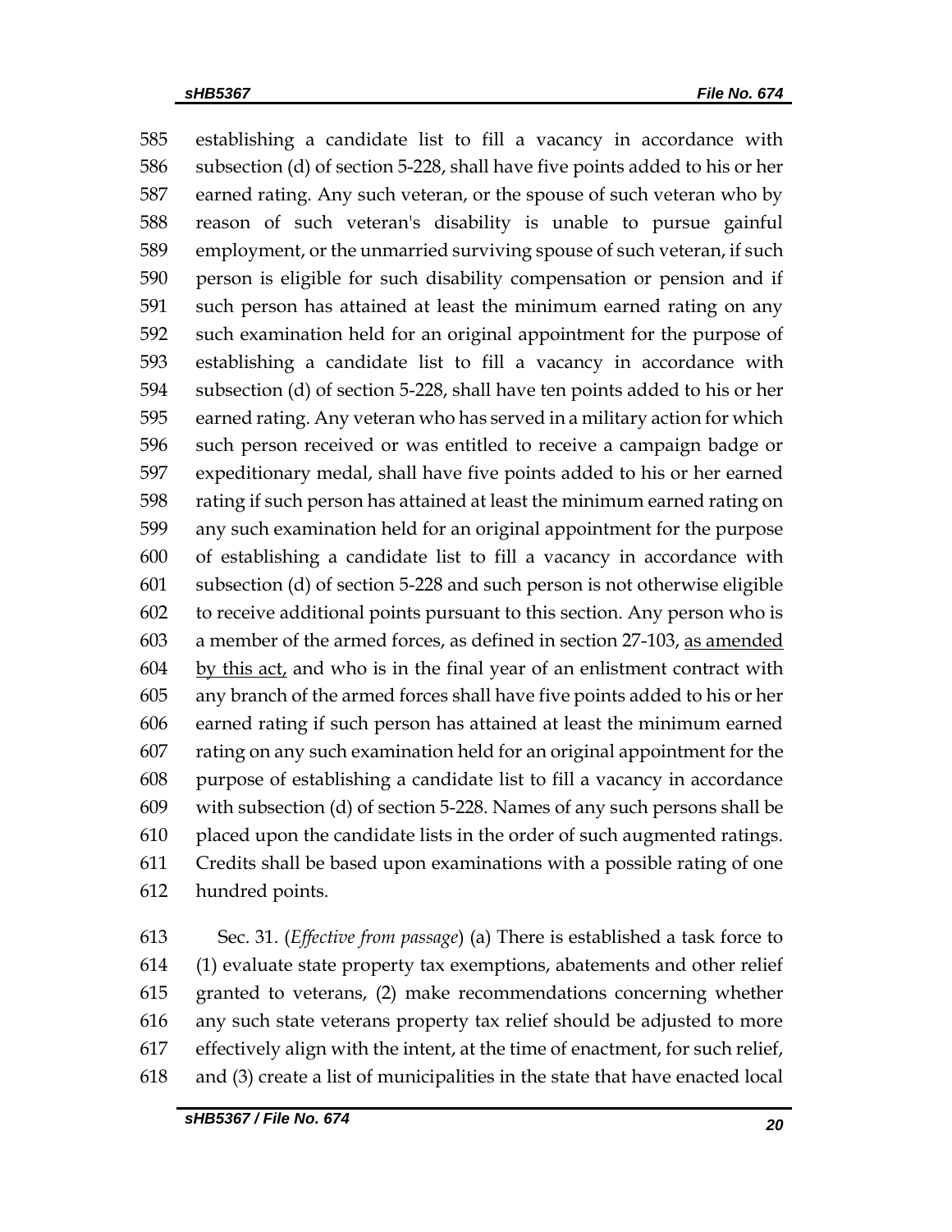establishing a candidate list to fill a vacancy in accordance with subsection (d) of section 5-228, shall have five points added to his or her earned rating. Any such veteran, or the spouse of such veteran who by reason of such veteran's disability is unable to pursue gainful employment, or the unmarried surviving spouse of such veteran, if such person is eligible for such disability compensation or pension and if such person has attained at least the minimum earned rating on any such examination held for an original appointment for the purpose of establishing a candidate list to fill a vacancy in accordance with subsection (d) of section 5-228, shall have ten points added to his or her earned rating. Any veteran who has served in a military action for which such person received or was entitled to receive a campaign badge or expeditionary medal, shall have five points added to his or her earned rating if such person has attained at least the minimum earned rating on any such examination held for an original appointment for the purpose of establishing a candidate list to fill a vacancy in accordance with subsection (d) of section 5-228 and such person is not otherwise eligible to receive additional points pursuant to this section. Any person who is a member of the armed forces, as defined in section 27-103, as amended by this act, and who is in the final year of an enlistment contract with any branch of the armed forces shall have five points added to his or her earned rating if such person has attained at least the minimum earned rating on any such examination held for an original appointment for the purpose of establishing a candidate list to fill a vacancy in accordance with subsection (d) of section 5-228. Names of any such persons shall be placed upon the candidate lists in the order of such augmented ratings. Credits shall be based upon examinations with a possible rating of one hundred points.

Sec. 31. (*Effective from passage*) (a) There is established a task force to (1) evaluate state property tax exemptions, abatements and other relief granted to veterans, (2) make recommendations concerning whether any such state veterans property tax relief should be adjusted to more effectively align with the intent, at the time of enactment, for such relief, and (3) create a list of municipalities in the state that have enacted local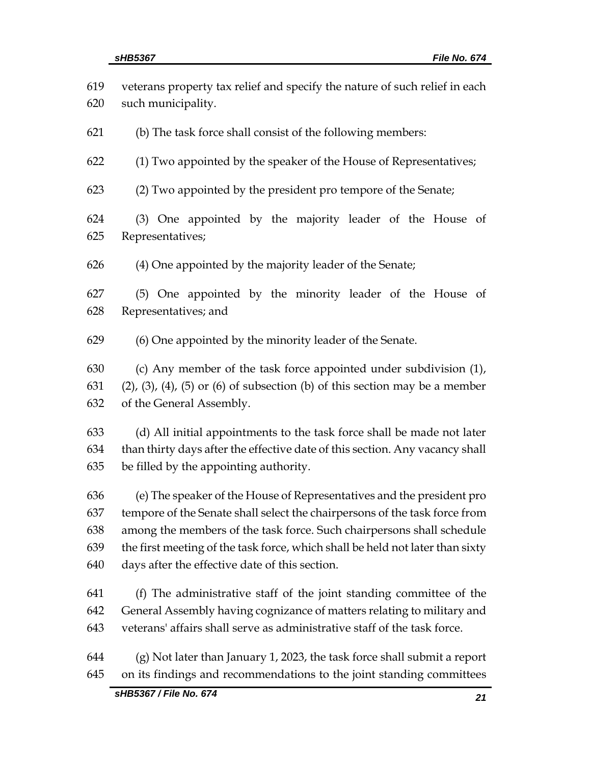veterans property tax relief and specify the nature of such relief in each such municipality.

(b) The task force shall consist of the following members:

(1) Two appointed by the speaker of the House of Representatives;

(2) Two appointed by the president pro tempore of the Senate;

(3) One appointed by the majority leader of the House of Representatives;

(4) One appointed by the majority leader of the Senate;

(5) One appointed by the minority leader of the House of Representatives; and

(6) One appointed by the minority leader of the Senate.

(c) Any member of the task force appointed under subdivision (1), (2), (3), (4), (5) or (6) of subsection (b) of this section may be a member of the General Assembly.

(d) All initial appointments to the task force shall be made not later than thirty days after the effective date of this section. Any vacancy shall be filled by the appointing authority.

(e) The speaker of the House of Representatives and the president pro tempore of the Senate shall select the chairpersons of the task force from among the members of the task force. Such chairpersons shall schedule the first meeting of the task force, which shall be held not later than sixty days after the effective date of this section.

(f) The administrative staff of the joint standing committee of the General Assembly having cognizance of matters relating to military and veterans' affairs shall serve as administrative staff of the task force.

(g) Not later than January 1, 2023, the task force shall submit a report on its findings and recommendations to the joint standing committees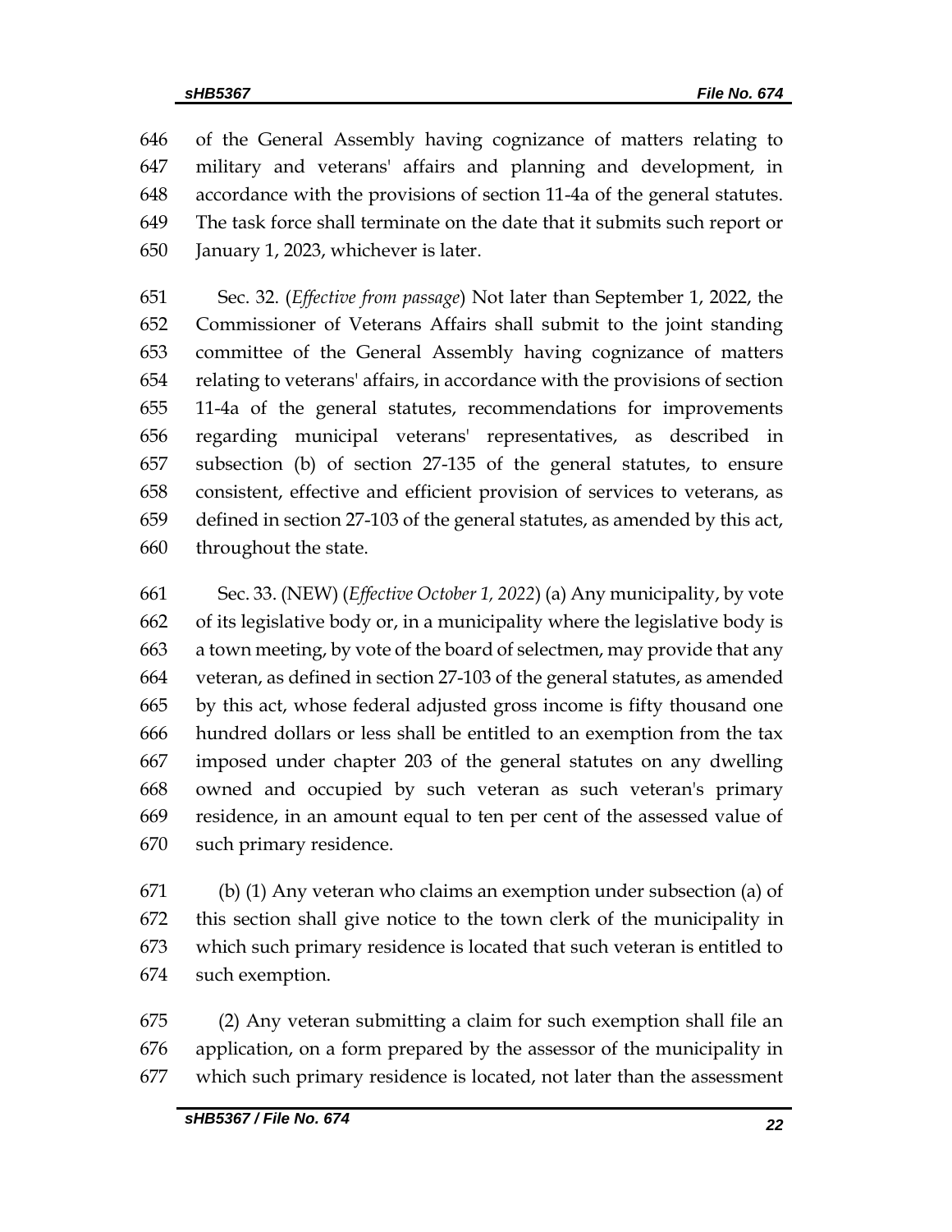646 of the General Assembly having cognizance of matters relating to
647 military and veterans' affairs and planning and development, in
648 accordance with the provisions of section 11-4a of the general statutes.
649 The task force shall terminate on the date that it submits such report or
650 January 1, 2023, whichever is later.

651 Sec. 32. (*Effective from passage*) Not later than September 1, 2022, the
652 Commissioner of Veterans Affairs shall submit to the joint standing
653 committee of the General Assembly having cognizance of matters
654 relating to veterans' affairs, in accordance with the provisions of section
655 11-4a of the general statutes, recommendations for improvements
656 regarding municipal veterans' representatives, as described in
657 subsection (b) of section 27-135 of the general statutes, to ensure
658 consistent, effective and efficient provision of services to veterans, as
659 defined in section 27-103 of the general statutes, as amended by this act,
660 throughout the state.

661 Sec. 33. (NEW) (*Effective October 1, 2022*) (a) Any municipality, by vote
662 of its legislative body or, in a municipality where the legislative body is
663 a town meeting, by vote of the board of selectmen, may provide that any
664 veteran, as defined in section 27-103 of the general statutes, as amended
665 by this act, whose federal adjusted gross income is fifty thousand one
666 hundred dollars or less shall be entitled to an exemption from the tax
667 imposed under chapter 203 of the general statutes on any dwelling
668 owned and occupied by such veteran as such veteran's primary
669 residence, in an amount equal to ten per cent of the assessed value of
670 such primary residence.

671 (b) (1) Any veteran who claims an exemption under subsection (a) of
672 this section shall give notice to the town clerk of the municipality in
673 which such primary residence is located that such veteran is entitled to
674 such exemption.

675 (2) Any veteran submitting a claim for such exemption shall file an
676 application, on a form prepared by the assessor of the municipality in
677 which such primary residence is located, not later than the assessment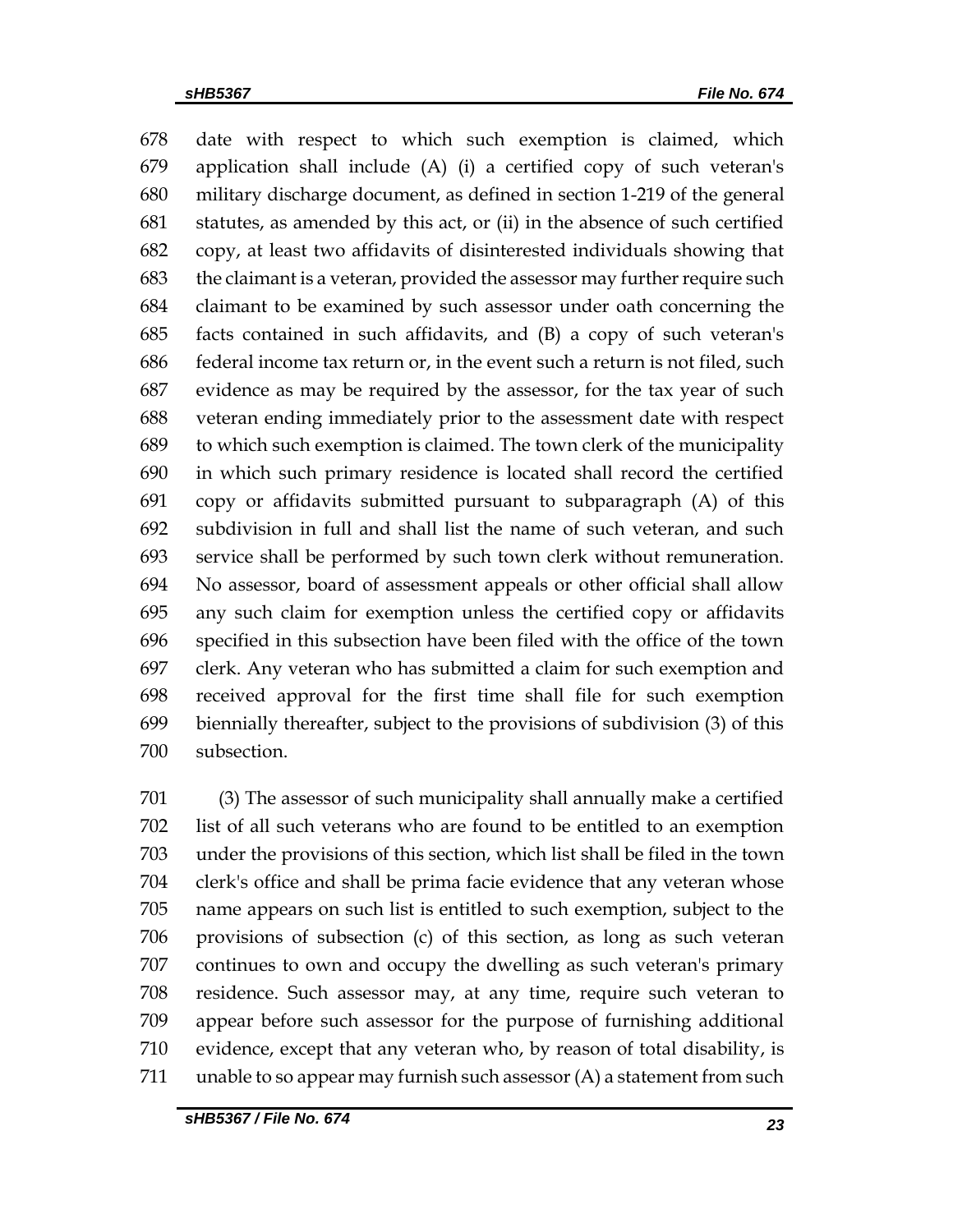date with respect to which such exemption is claimed, which application shall include (A) (i) a certified copy of such veteran's military discharge document, as defined in section 1-219 of the general statutes, as amended by this act, or (ii) in the absence of such certified copy, at least two affidavits of disinterested individuals showing that the claimant is a veteran, provided the assessor may further require such claimant to be examined by such assessor under oath concerning the facts contained in such affidavits, and (B) a copy of such veteran's federal income tax return or, in the event such a return is not filed, such evidence as may be required by the assessor, for the tax year of such veteran ending immediately prior to the assessment date with respect to which such exemption is claimed. The town clerk of the municipality in which such primary residence is located shall record the certified copy or affidavits submitted pursuant to subparagraph (A) of this subdivision in full and shall list the name of such veteran, and such service shall be performed by such town clerk without remuneration. No assessor, board of assessment appeals or other official shall allow any such claim for exemption unless the certified copy or affidavits specified in this subsection have been filed with the office of the town clerk. Any veteran who has submitted a claim for such exemption and received approval for the first time shall file for such exemption biennially thereafter, subject to the provisions of subdivision (3) of this subsection.

(3) The assessor of such municipality shall annually make a certified list of all such veterans who are found to be entitled to an exemption under the provisions of this section, which list shall be filed in the town clerk's office and shall be prima facie evidence that any veteran whose name appears on such list is entitled to such exemption, subject to the provisions of subsection (c) of this section, as long as such veteran continues to own and occupy the dwelling as such veteran's primary residence. Such assessor may, at any time, require such veteran to appear before such assessor for the purpose of furnishing additional evidence, except that any veteran who, by reason of total disability, is unable to so appear may furnish such assessor (A) a statement from such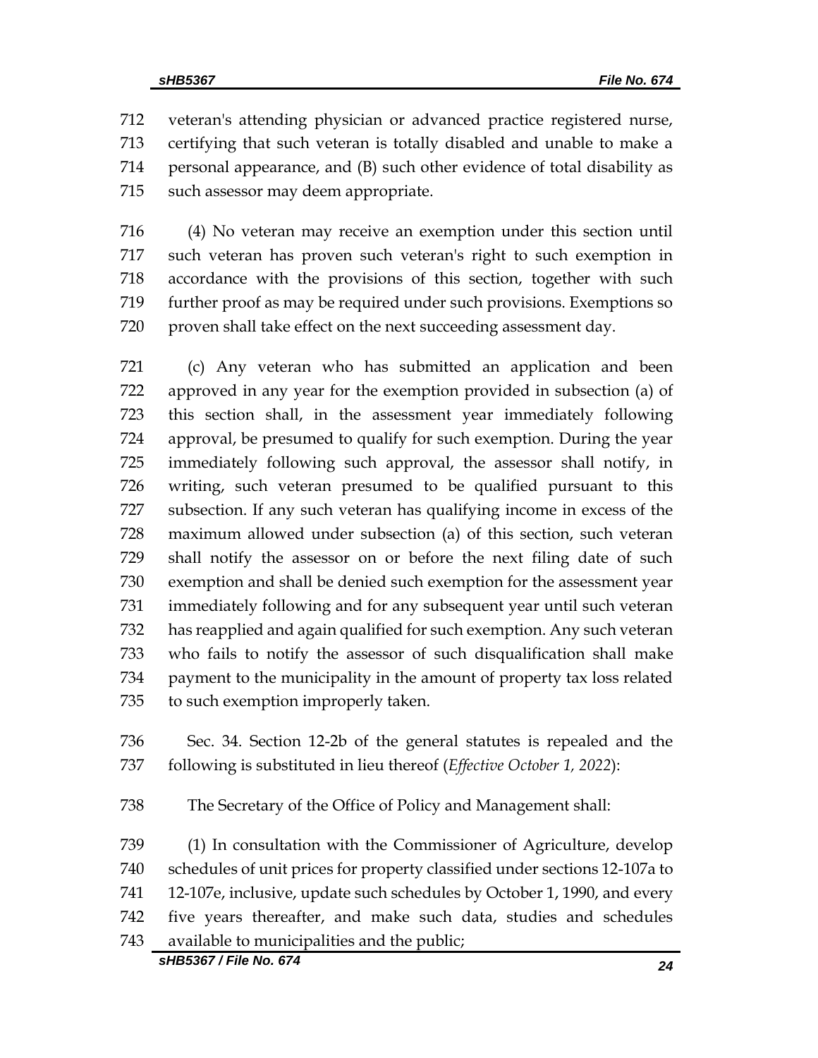veteran's attending physician or advanced practice registered nurse, certifying that such veteran is totally disabled and unable to make a personal appearance, and (B) such other evidence of total disability as such assessor may deem appropriate.

(4) No veteran may receive an exemption under this section until such veteran has proven such veteran's right to such exemption in accordance with the provisions of this section, together with such further proof as may be required under such provisions. Exemptions so proven shall take effect on the next succeeding assessment day.

(c) Any veteran who has submitted an application and been approved in any year for the exemption provided in subsection (a) of this section shall, in the assessment year immediately following approval, be presumed to qualify for such exemption. During the year immediately following such approval, the assessor shall notify, in writing, such veteran presumed to be qualified pursuant to this subsection. If any such veteran has qualifying income in excess of the maximum allowed under subsection (a) of this section, such veteran shall notify the assessor on or before the next filing date of such exemption and shall be denied such exemption for the assessment year immediately following and for any subsequent year until such veteran has reapplied and again qualified for such exemption. Any such veteran who fails to notify the assessor of such disqualification shall make payment to the municipality in the amount of property tax loss related to such exemption improperly taken.

Sec. 34. Section 12-2b of the general statutes is repealed and the following is substituted in lieu thereof (*Effective October 1, 2022*):

The Secretary of the Office of Policy and Management shall:

(1) In consultation with the Commissioner of Agriculture, develop schedules of unit prices for property classified under sections 12-107a to 12-107e, inclusive, update such schedules by October 1, 1990, and every five years thereafter, and make such data, studies and schedules available to municipalities and the public;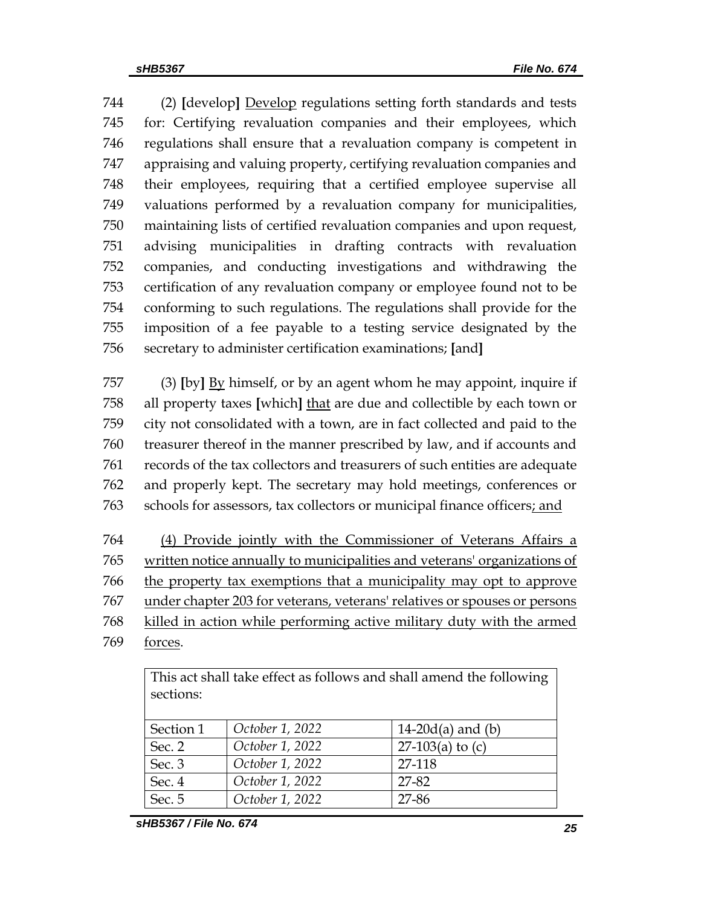744 (2) **[**develop**]** <u>Develop</u> regulations setting forth standards and tests
745 for: Certifying revaluation companies and their employees, which
746 regulations shall ensure that a revaluation company is competent in
747 appraising and valuing property, certifying revaluation companies and
748 their employees, requiring that a certified employee supervise all
749 valuations performed by a revaluation company for municipalities,
750 maintaining lists of certified revaluation companies and upon request,
751 advising municipalities in drafting contracts with revaluation
752 companies, and conducting investigations and withdrawing the
753 certification of any revaluation company or employee found not to be
754 conforming to such regulations. The regulations shall provide for the
755 imposition of a fee payable to a testing service designated by the
756 secretary to administer certification examinations; **[**and**]**

757 (3) **[**by**]** <u>By</u> himself, or by an agent whom he may appoint, inquire if
758 all property taxes **[**which**]** <u>that</u> are due and collectible by each town or
759 city not consolidated with a town, are in fact collected and paid to the
760 treasurer thereof in the manner prescribed by law, and if accounts and
761 records of the tax collectors and treasurers of such entities are adequate
762 and properly kept. The secretary may hold meetings, conferences or
763 schools for assessors, tax collectors or municipal finance officers<u>; and</u>

764 <u>(4) Provide jointly with the Commissioner of Veterans Affairs a</u>
765 <u>written notice annually to municipalities and veterans' organizations of</u>
766 <u>the property tax exemptions that a municipality may opt to approve</u>
767 <u>under chapter 203 for veterans, veterans' relatives or spouses or persons</u>
768 <u>killed in action while performing active military duty with the armed</u>
769 <u>forces</u>.

| This act shall take effect as follows and shall amend the following sections: | | |
|---|---|---|
| Section 1 | *October 1, 2022* | 14-20d(a) and (b) |
| Sec. 2 | *October 1, 2022* | 27-103(a) to (c) |
| Sec. 3 | *October 1, 2022* | 27-118 |
| Sec. 4 | *October 1, 2022* | 27-82 |
| Sec. 5 | *October 1, 2022* | 27-86 |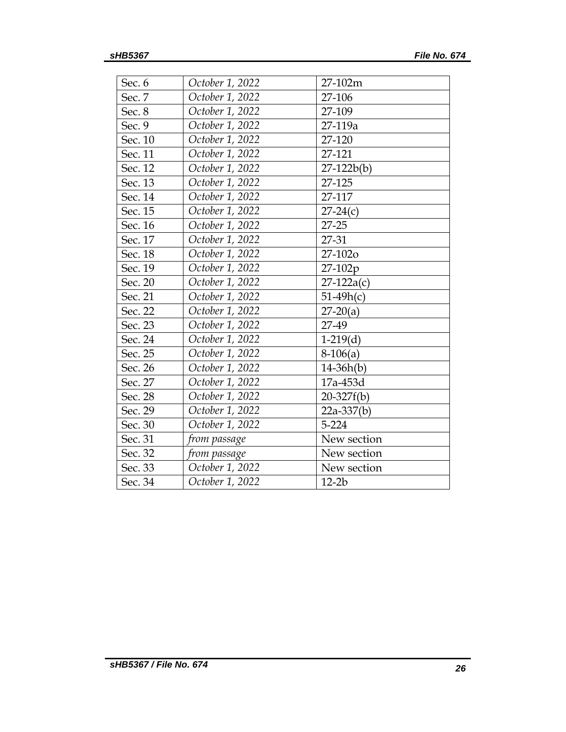| | | |
|---|---|---|
| Sec. 6 | *October 1, 2022* | 27-102m |
| Sec. 7 | *October 1, 2022* | 27-106 |
| Sec. 8 | *October 1, 2022* | 27-109 |
| Sec. 9 | *October 1, 2022* | 27-119a |
| Sec. 10 | *October 1, 2022* | 27-120 |
| Sec. 11 | *October 1, 2022* | 27-121 |
| Sec. 12 | *October 1, 2022* | 27-122b(b) |
| Sec. 13 | *October 1, 2022* | 27-125 |
| Sec. 14 | *October 1, 2022* | 27-117 |
| Sec. 15 | *October 1, 2022* | 27-24(c) |
| Sec. 16 | *October 1, 2022* | 27-25 |
| Sec. 17 | *October 1, 2022* | 27-31 |
| Sec. 18 | *October 1, 2022* | 27-102o |
| Sec. 19 | *October 1, 2022* | 27-102p |
| Sec. 20 | *October 1, 2022* | 27-122a(c) |
| Sec. 21 | *October 1, 2022* | 51-49h(c) |
| Sec. 22 | *October 1, 2022* | 27-20(a) |
| Sec. 23 | *October 1, 2022* | 27-49 |
| Sec. 24 | *October 1, 2022* | 1-219(d) |
| Sec. 25 | *October 1, 2022* | 8-106(a) |
| Sec. 26 | *October 1, 2022* | 14-36h(b) |
| Sec. 27 | *October 1, 2022* | 17a-453d |
| Sec. 28 | *October 1, 2022* | 20-327f(b) |
| Sec. 29 | *October 1, 2022* | 22a-337(b) |
| Sec. 30 | *October 1, 2022* | 5-224 |
| Sec. 31 | *from passage* | New section |
| Sec. 32 | *from passage* | New section |
| Sec. 33 | *October 1, 2022* | New section |
| Sec. 34 | *October 1, 2022* | 12-2b |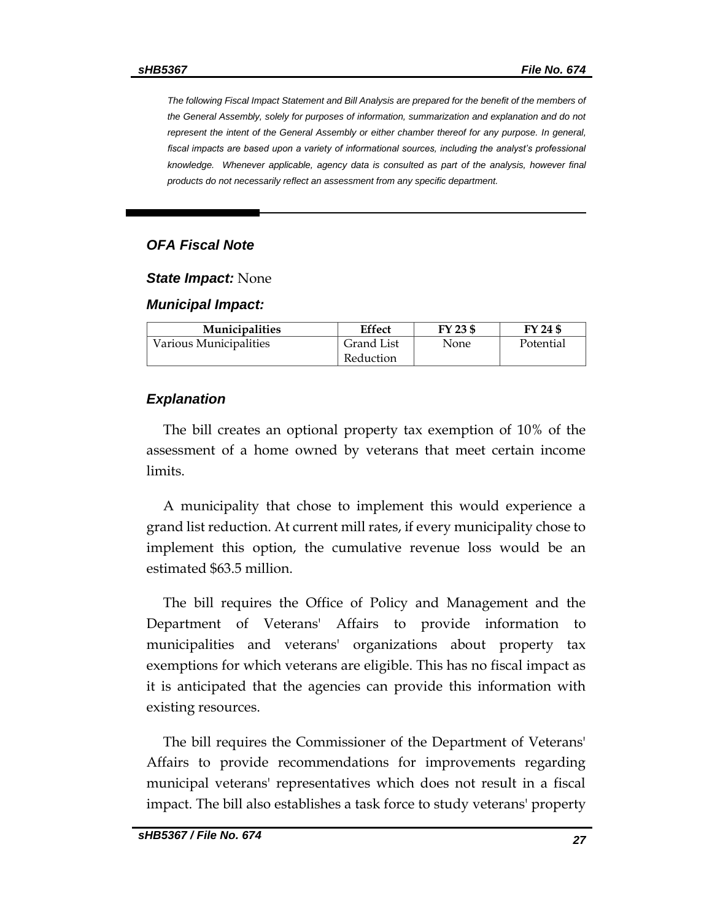*The following Fiscal Impact Statement and Bill Analysis are prepared for the benefit of the members of the General Assembly, solely for purposes of information, summarization and explanation and do not represent the intent of the General Assembly or either chamber thereof for any purpose. In general, fiscal impacts are based upon a variety of informational sources, including the analyst's professional knowledge. Whenever applicable, agency data is consulted as part of the analysis, however final products do not necessarily reflect an assessment from any specific department.*

---

## OFA Fiscal Note

***State Impact:*** None

***Municipal Impact:***

| Municipalities | Effect | FY 23 $ | FY 24 $ |
|---|---|---|---|
| Various Municipalities | Grand List Reduction | None | Potential |

## Explanation

The bill creates an optional property tax exemption of 10% of the assessment of a home owned by veterans that meet certain income limits.

A municipality that chose to implement this would experience a grand list reduction. At current mill rates, if every municipality chose to implement this option, the cumulative revenue loss would be an estimated $63.5 million.

The bill requires the Office of Policy and Management and the Department of Veterans' Affairs to provide information to municipalities and veterans' organizations about property tax exemptions for which veterans are eligible. This has no fiscal impact as it is anticipated that the agencies can provide this information with existing resources.

The bill requires the Commissioner of the Department of Veterans' Affairs to provide recommendations for improvements regarding municipal veterans' representatives which does not result in a fiscal impact. The bill also establishes a task force to study veterans' property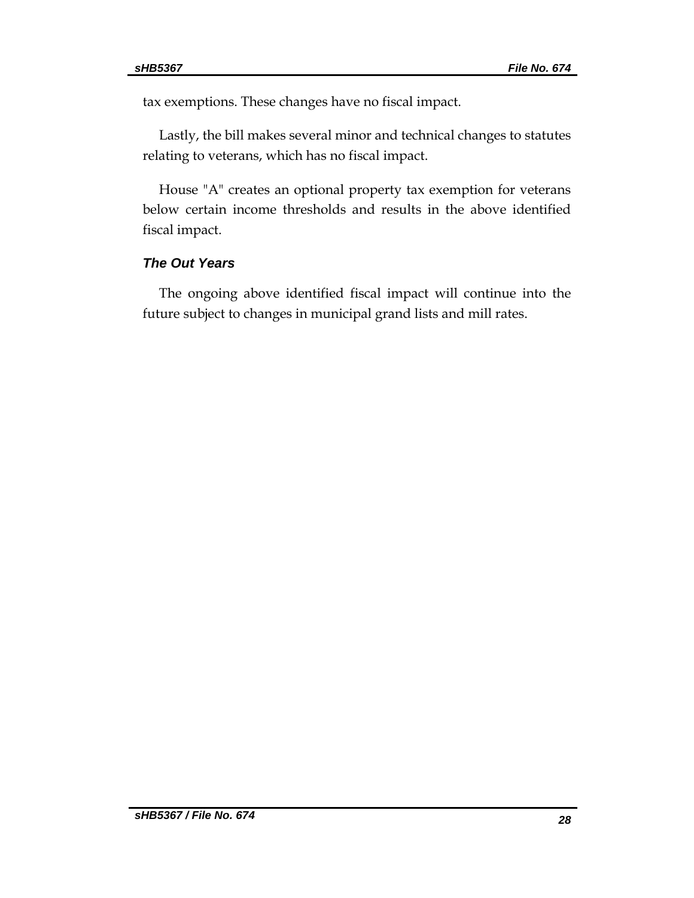tax exemptions. These changes have no fiscal impact.

Lastly, the bill makes several minor and technical changes to statutes relating to veterans, which has no fiscal impact.

House "A" creates an optional property tax exemption for veterans below certain income thresholds and results in the above identified fiscal impact.

### *The Out Years*

The ongoing above identified fiscal impact will continue into the future subject to changes in municipal grand lists and mill rates.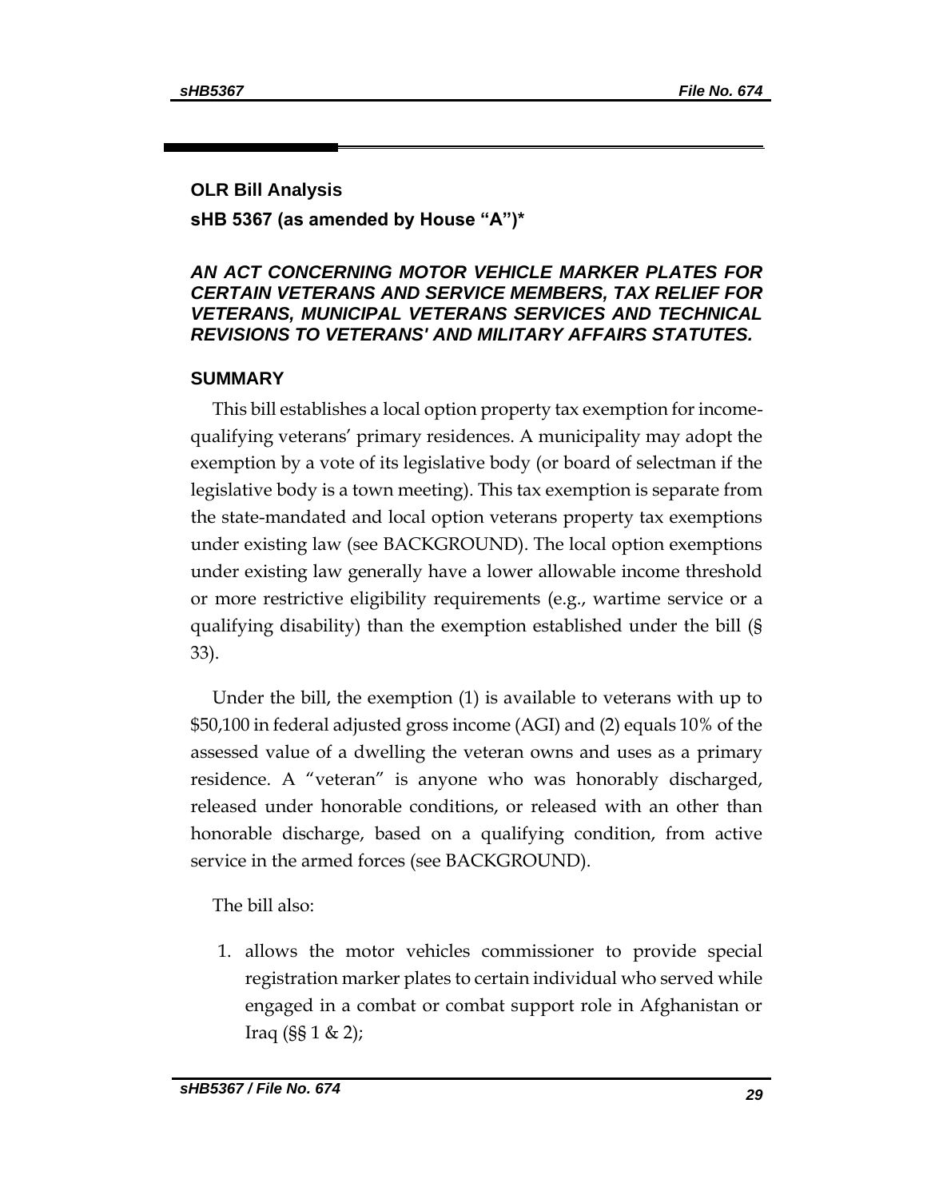## OLR Bill Analysis

**sHB 5367 (as amended by House "A")***

***AN ACT CONCERNING MOTOR VEHICLE MARKER PLATES FOR CERTAIN VETERANS AND SERVICE MEMBERS, TAX RELIEF FOR VETERANS, MUNICIPAL VETERANS SERVICES AND TECHNICAL REVISIONS TO VETERANS' AND MILITARY AFFAIRS STATUTES.***

### SUMMARY

This bill establishes a local option property tax exemption for income-qualifying veterans' primary residences. A municipality may adopt the exemption by a vote of its legislative body (or board of selectman if the legislative body is a town meeting). This tax exemption is separate from the state-mandated and local option veterans property tax exemptions under existing law (see BACKGROUND). The local option exemptions under existing law generally have a lower allowable income threshold or more restrictive eligibility requirements (e.g., wartime service or a qualifying disability) than the exemption established under the bill (§ 33).

Under the bill, the exemption (1) is available to veterans with up to $50,100 in federal adjusted gross income (AGI) and (2) equals 10% of the assessed value of a dwelling the veteran owns and uses as a primary residence. A "veteran" is anyone who was honorably discharged, released under honorable conditions, or released with an other than honorable discharge, based on a qualifying condition, from active service in the armed forces (see BACKGROUND).

The bill also:

1. allows the motor vehicles commissioner to provide special registration marker plates to certain individual who served while engaged in a combat or combat support role in Afghanistan or Iraq (§§ 1 & 2);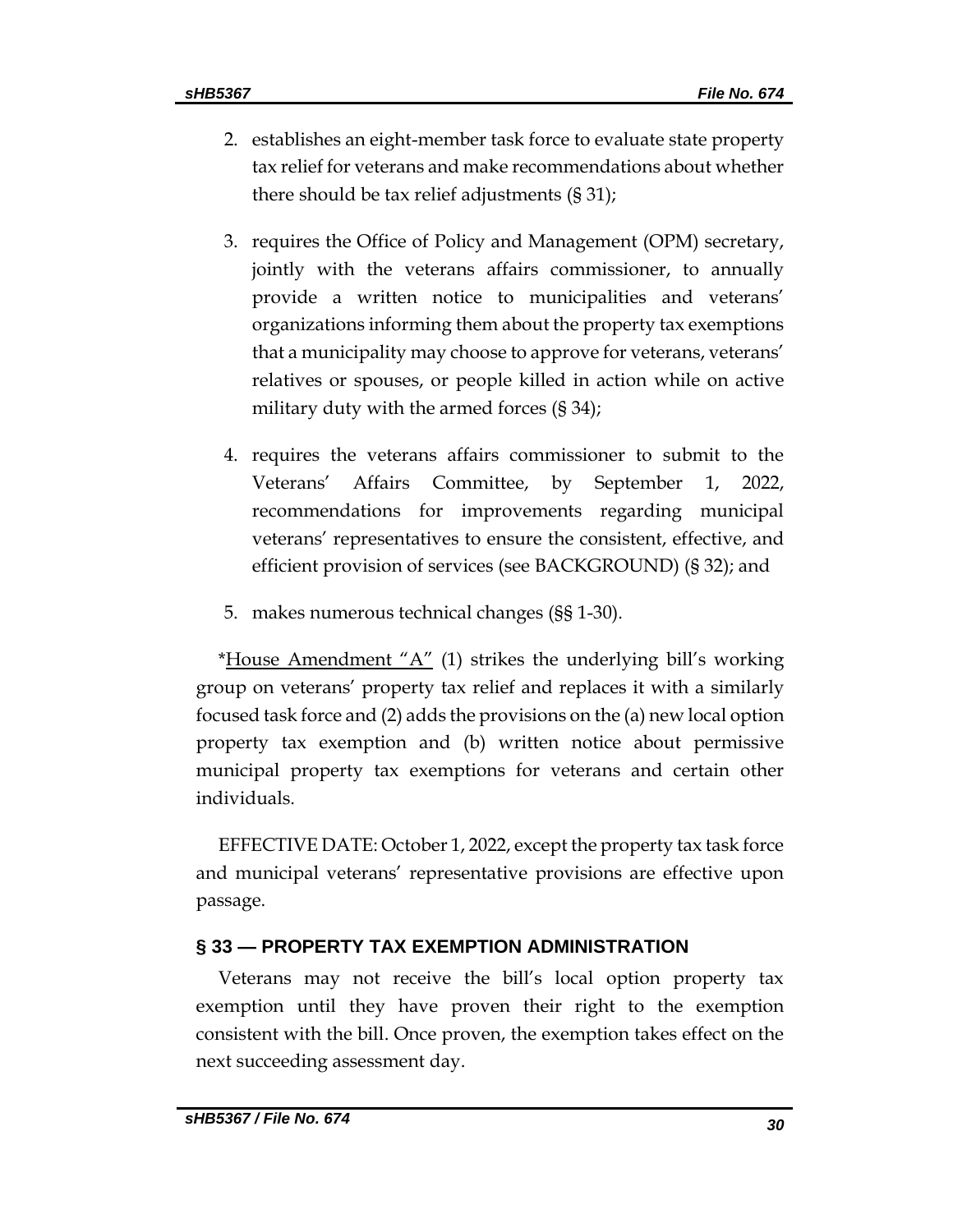2. establishes an eight-member task force to evaluate state property tax relief for veterans and make recommendations about whether there should be tax relief adjustments (§ 31);

3. requires the Office of Policy and Management (OPM) secretary, jointly with the veterans affairs commissioner, to annually provide a written notice to municipalities and veterans' organizations informing them about the property tax exemptions that a municipality may choose to approve for veterans, veterans' relatives or spouses, or people killed in action while on active military duty with the armed forces (§ 34);

4. requires the veterans affairs commissioner to submit to the Veterans' Affairs Committee, by September 1, 2022, recommendations for improvements regarding municipal veterans' representatives to ensure the consistent, effective, and efficient provision of services (see BACKGROUND) (§ 32); and

5. makes numerous technical changes (§§ 1-30).

*<u>House Amendment "A"</u> (1) strikes the underlying bill's working group on veterans' property tax relief and replaces it with a similarly focused task force and (2) adds the provisions on the (a) new local option property tax exemption and (b) written notice about permissive municipal property tax exemptions for veterans and certain other individuals.

EFFECTIVE DATE: October 1, 2022, except the property tax task force and municipal veterans' representative provisions are effective upon passage.

## § 33 — PROPERTY TAX EXEMPTION ADMINISTRATION

Veterans may not receive the bill's local option property tax exemption until they have proven their right to the exemption consistent with the bill. Once proven, the exemption takes effect on the next succeeding assessment day.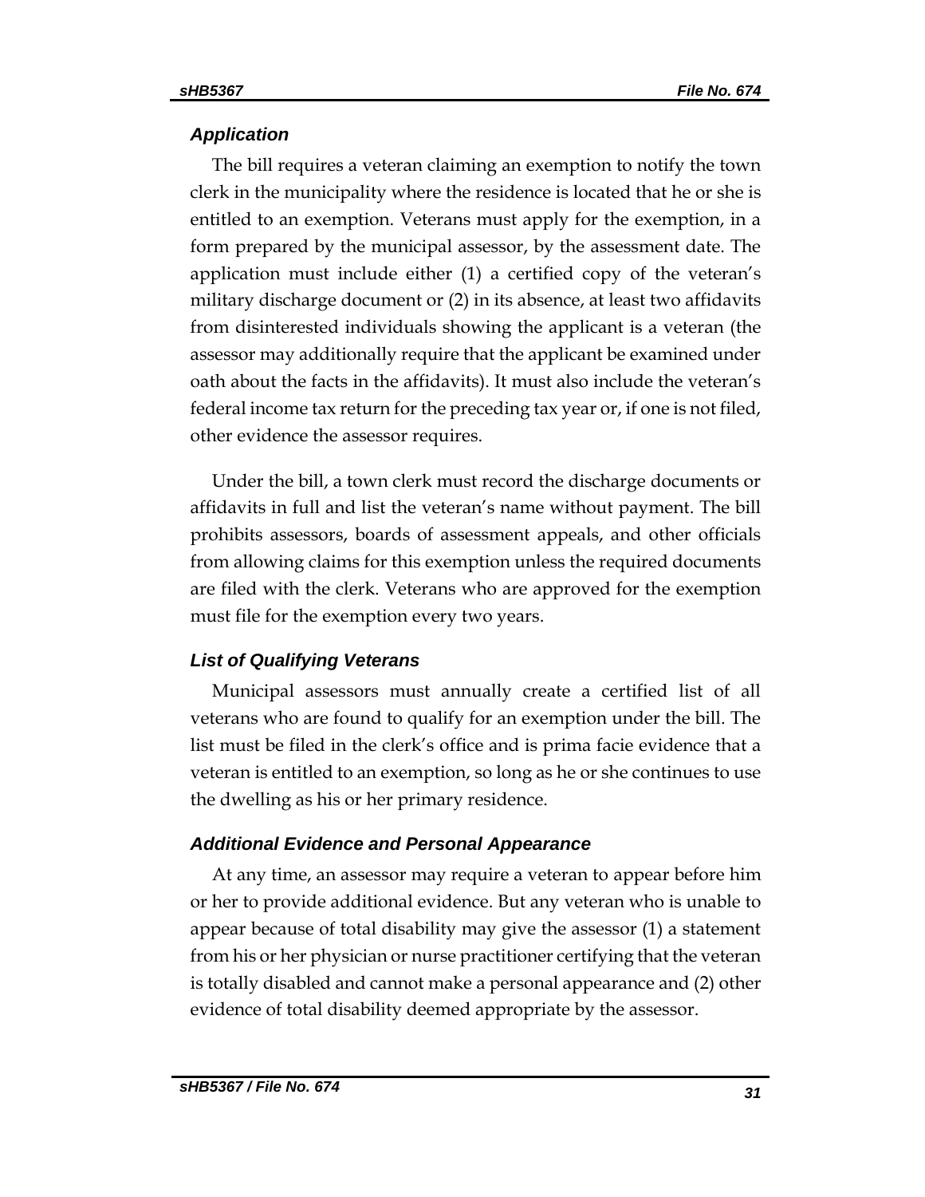### *Application*

The bill requires a veteran claiming an exemption to notify the town clerk in the municipality where the residence is located that he or she is entitled to an exemption. Veterans must apply for the exemption, in a form prepared by the municipal assessor, by the assessment date. The application must include either (1) a certified copy of the veteran's military discharge document or (2) in its absence, at least two affidavits from disinterested individuals showing the applicant is a veteran (the assessor may additionally require that the applicant be examined under oath about the facts in the affidavits). It must also include the veteran's federal income tax return for the preceding tax year or, if one is not filed, other evidence the assessor requires.

Under the bill, a town clerk must record the discharge documents or affidavits in full and list the veteran's name without payment. The bill prohibits assessors, boards of assessment appeals, and other officials from allowing claims for this exemption unless the required documents are filed with the clerk. Veterans who are approved for the exemption must file for the exemption every two years.

### *List of Qualifying Veterans*

Municipal assessors must annually create a certified list of all veterans who are found to qualify for an exemption under the bill. The list must be filed in the clerk's office and is prima facie evidence that a veteran is entitled to an exemption, so long as he or she continues to use the dwelling as his or her primary residence.

### *Additional Evidence and Personal Appearance*

At any time, an assessor may require a veteran to appear before him or her to provide additional evidence. But any veteran who is unable to appear because of total disability may give the assessor (1) a statement from his or her physician or nurse practitioner certifying that the veteran is totally disabled and cannot make a personal appearance and (2) other evidence of total disability deemed appropriate by the assessor.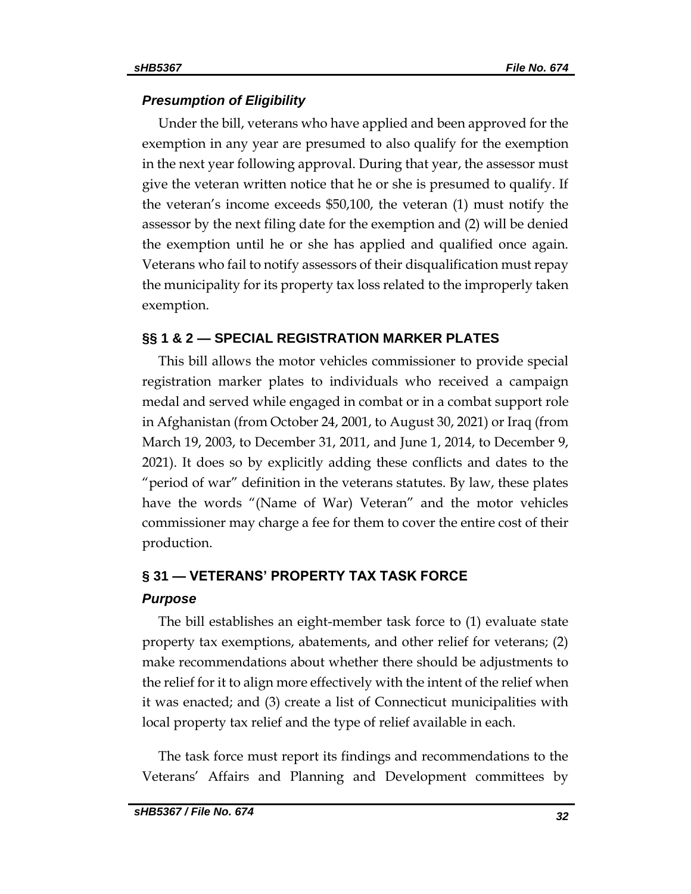### *Presumption of Eligibility*

Under the bill, veterans who have applied and been approved for the exemption in any year are presumed to also qualify for the exemption in the next year following approval. During that year, the assessor must give the veteran written notice that he or she is presumed to qualify. If the veteran's income exceeds $50,100, the veteran (1) must notify the assessor by the next filing date for the exemption and (2) will be denied the exemption until he or she has applied and qualified once again. Veterans who fail to notify assessors of their disqualification must repay the municipality for its property tax loss related to the improperly taken exemption.

## §§ 1 & 2 — SPECIAL REGISTRATION MARKER PLATES

This bill allows the motor vehicles commissioner to provide special registration marker plates to individuals who received a campaign medal and served while engaged in combat or in a combat support role in Afghanistan (from October 24, 2001, to August 30, 2021) or Iraq (from March 19, 2003, to December 31, 2011, and June 1, 2014, to December 9, 2021). It does so by explicitly adding these conflicts and dates to the "period of war" definition in the veterans statutes. By law, these plates have the words "(Name of War) Veteran" and the motor vehicles commissioner may charge a fee for them to cover the entire cost of their production.

## § 31 — VETERANS' PROPERTY TAX TASK FORCE

### *Purpose*

The bill establishes an eight-member task force to (1) evaluate state property tax exemptions, abatements, and other relief for veterans; (2) make recommendations about whether there should be adjustments to the relief for it to align more effectively with the intent of the relief when it was enacted; and (3) create a list of Connecticut municipalities with local property tax relief and the type of relief available in each.

The task force must report its findings and recommendations to the Veterans' Affairs and Planning and Development committees by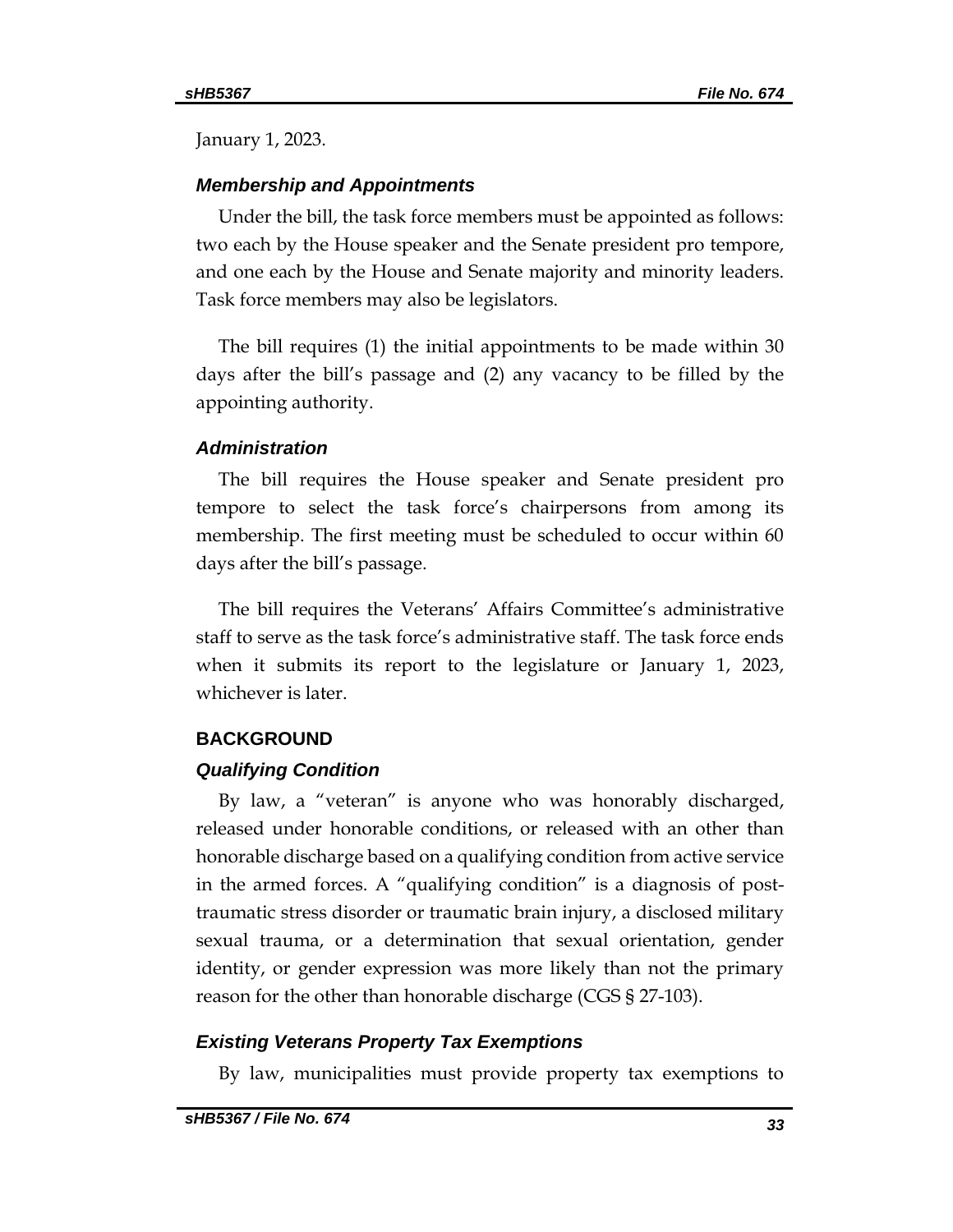January 1, 2023.

### *Membership and Appointments*

Under the bill, the task force members must be appointed as follows: two each by the House speaker and the Senate president pro tempore, and one each by the House and Senate majority and minority leaders. Task force members may also be legislators.

The bill requires (1) the initial appointments to be made within 30 days after the bill's passage and (2) any vacancy to be filled by the appointing authority.

### *Administration*

The bill requires the House speaker and Senate president pro tempore to select the task force's chairpersons from among its membership. The first meeting must be scheduled to occur within 60 days after the bill's passage.

The bill requires the Veterans' Affairs Committee's administrative staff to serve as the task force's administrative staff. The task force ends when it submits its report to the legislature or January 1, 2023, whichever is later.

## BACKGROUND

### *Qualifying Condition*

By law, a "veteran" is anyone who was honorably discharged, released under honorable conditions, or released with an other than honorable discharge based on a qualifying condition from active service in the armed forces. A "qualifying condition" is a diagnosis of post-traumatic stress disorder or traumatic brain injury, a disclosed military sexual trauma, or a determination that sexual orientation, gender identity, or gender expression was more likely than not the primary reason for the other than honorable discharge (CGS § 27-103).

### *Existing Veterans Property Tax Exemptions*

By law, municipalities must provide property tax exemptions to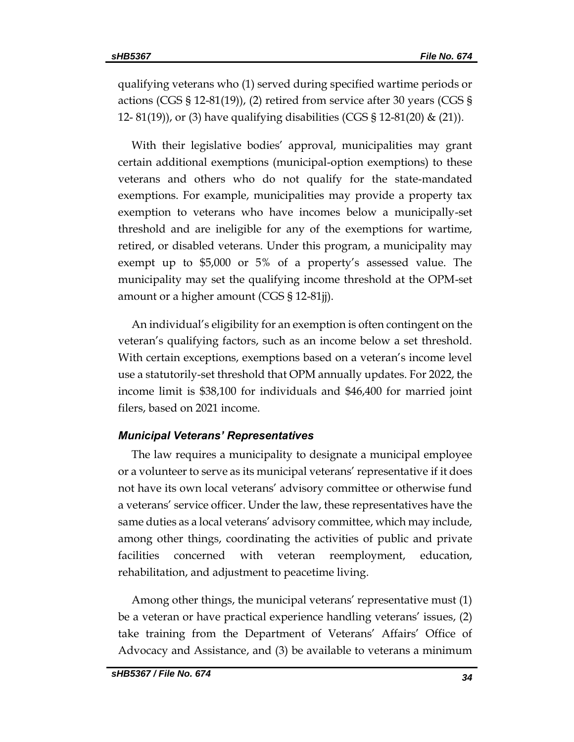qualifying veterans who (1) served during specified wartime periods or actions (CGS § 12-81(19)), (2) retired from service after 30 years (CGS § 12- 81(19)), or (3) have qualifying disabilities (CGS § 12-81(20) & (21)).

With their legislative bodies' approval, municipalities may grant certain additional exemptions (municipal-option exemptions) to these veterans and others who do not qualify for the state-mandated exemptions. For example, municipalities may provide a property tax exemption to veterans who have incomes below a municipally-set threshold and are ineligible for any of the exemptions for wartime, retired, or disabled veterans. Under this program, a municipality may exempt up to $5,000 or 5% of a property's assessed value. The municipality may set the qualifying income threshold at the OPM-set amount or a higher amount (CGS § 12-81jj).

An individual's eligibility for an exemption is often contingent on the veteran's qualifying factors, such as an income below a set threshold. With certain exceptions, exemptions based on a veteran's income level use a statutorily-set threshold that OPM annually updates. For 2022, the income limit is $38,100 for individuals and $46,400 for married joint filers, based on 2021 income.

### *Municipal Veterans' Representatives*

The law requires a municipality to designate a municipal employee or a volunteer to serve as its municipal veterans' representative if it does not have its own local veterans' advisory committee or otherwise fund a veterans' service officer. Under the law, these representatives have the same duties as a local veterans' advisory committee, which may include, among other things, coordinating the activities of public and private facilities concerned with veteran reemployment, education, rehabilitation, and adjustment to peacetime living.

Among other things, the municipal veterans' representative must (1) be a veteran or have practical experience handling veterans' issues, (2) take training from the Department of Veterans' Affairs' Office of Advocacy and Assistance, and (3) be available to veterans a minimum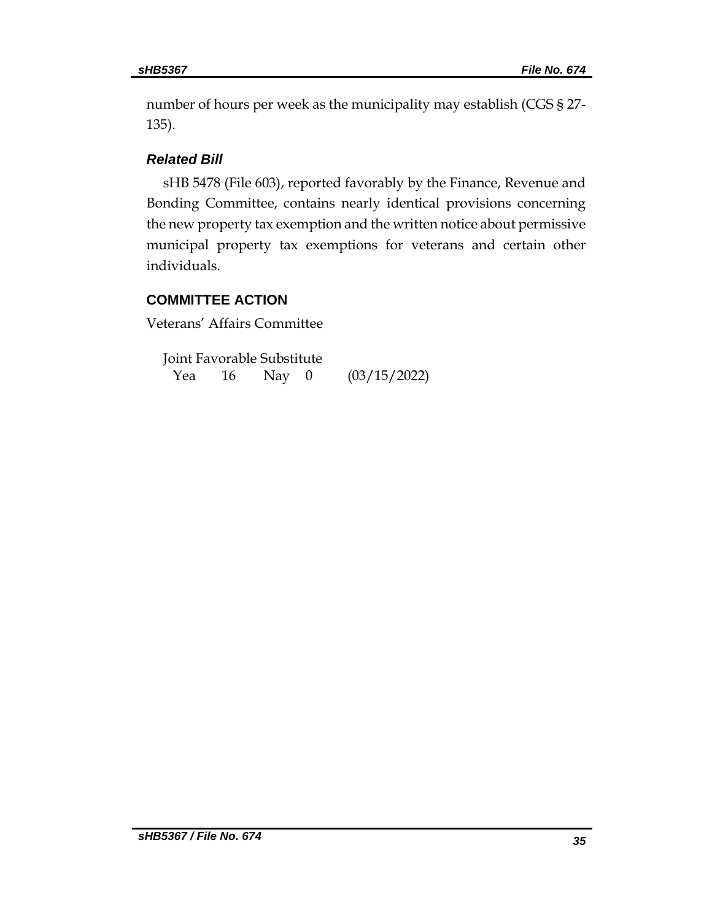number of hours per week as the municipality may establish (CGS § 27-135).

### *Related Bill*

sHB 5478 (File 603), reported favorably by the Finance, Revenue and Bonding Committee, contains nearly identical provisions concerning the new property tax exemption and the written notice about permissive municipal property tax exemptions for veterans and certain other individuals.

## COMMITTEE ACTION

Veterans' Affairs Committee

Joint Favorable Substitute
Yea 16 Nay 0 (03/15/2022)